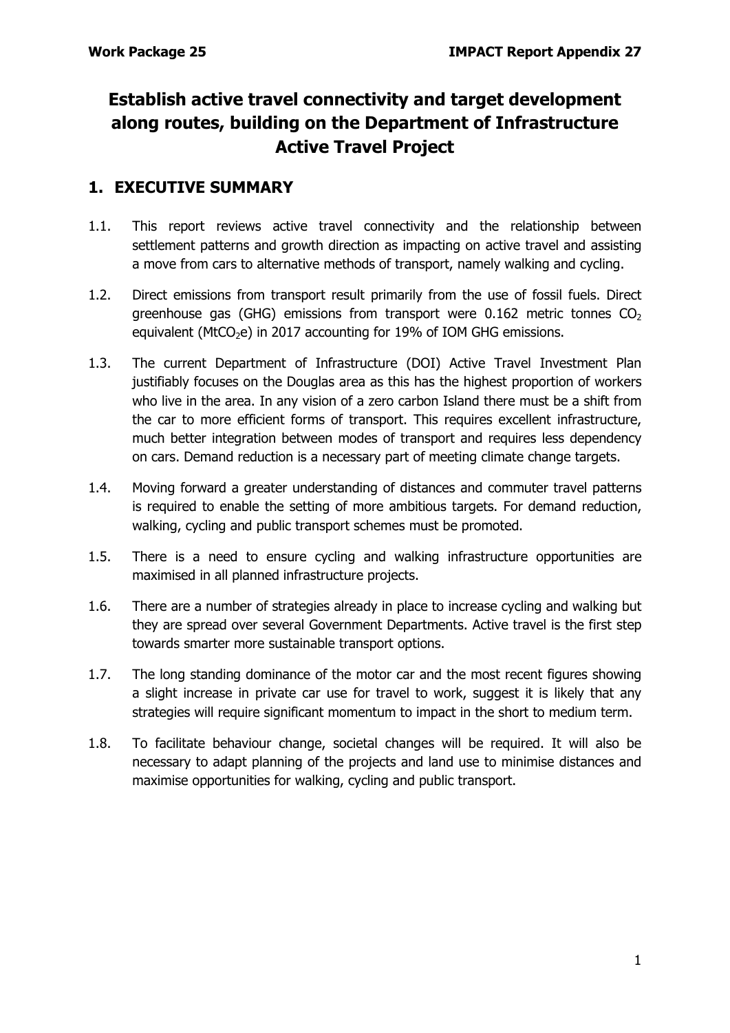# Establish active travel connectivity and target development along routes, building on the Department of Infrastructure Active Travel Project

## 1. EXECUTIVE SUMMARY

1.1. This report reviews active travel connectivity and the relationship between settlement patterns and growth direction as impacting on active travel and assisting a move from cars to alternative methods of transport, namely walking and cycling.

1.2. Direct emissions from transport result primarily from the use of fossil fuels. Direct greenhouse gas (GHG) emissions from transport were 0.162 metric tonnes $CO_2$ equivalent ($MtCO_2e$) in 2017 accounting for 19% of IOM GHG emissions.

1.3. The current Department of Infrastructure (DOI) Active Travel Investment Plan justifiably focuses on the Douglas area as this has the highest proportion of workers who live in the area. In any vision of a zero carbon Island there must be a shift from the car to more efficient forms of transport. This requires excellent infrastructure, much better integration between modes of transport and requires less dependency on cars. Demand reduction is a necessary part of meeting climate change targets.

1.4. Moving forward a greater understanding of distances and commuter travel patterns is required to enable the setting of more ambitious targets. For demand reduction, walking, cycling and public transport schemes must be promoted.

1.5. There is a need to ensure cycling and walking infrastructure opportunities are maximised in all planned infrastructure projects.

1.6. There are a number of strategies already in place to increase cycling and walking but they are spread over several Government Departments. Active travel is the first step towards smarter more sustainable transport options.

1.7. The long standing dominance of the motor car and the most recent figures showing a slight increase in private car use for travel to work, suggest it is likely that any strategies will require significant momentum to impact in the short to medium term.

1.8. To facilitate behaviour change, societal changes will be required. It will also be necessary to adapt planning of the projects and land use to minimise distances and maximise opportunities for walking, cycling and public transport.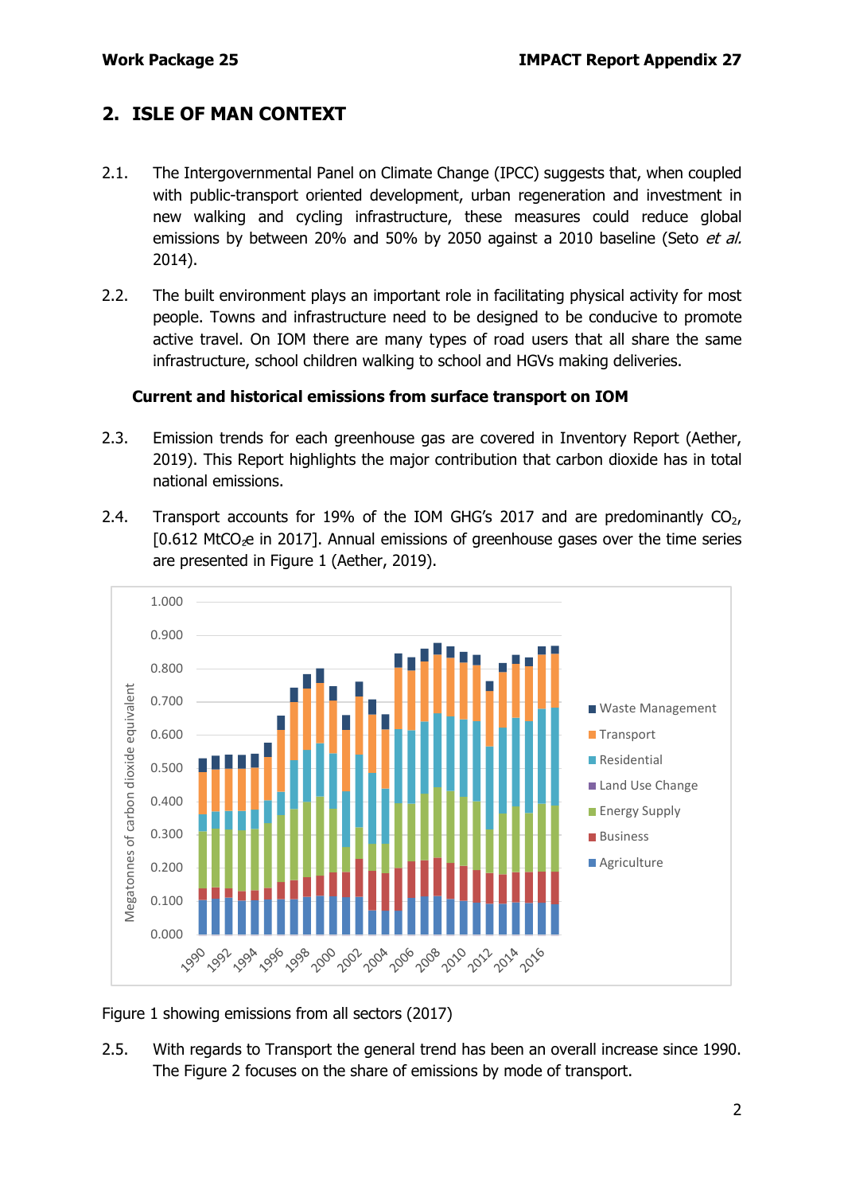## 2. ISLE OF MAN CONTEXT

2.1. The Intergovernmental Panel on Climate Change (IPCC) suggests that, when coupled with public-transport oriented development, urban regeneration and investment in new walking and cycling infrastructure, these measures could reduce global emissions by between 20% and 50% by 2050 against a 2010 baseline (Seto *et al.* 2014).

2.2. The built environment plays an important role in facilitating physical activity for most people. Towns and infrastructure need to be designed to be conducive to promote active travel. On IOM there are many types of road users that all share the same infrastructure, school children walking to school and HGVs making deliveries.

**Current and historical emissions from surface transport on IOM**

2.3. Emission trends for each greenhouse gas are covered in Inventory Report (Aether, 2019). This Report highlights the major contribution that carbon dioxide has in total national emissions.

2.4. Transport accounts for 19% of the IOM GHG's 2017 and are predominantly $CO_2$, [0.612 $MtCO_2e$ in 2017]. Annual emissions of greenhouse gases over the time series are presented in Figure 1 (Aether, 2019).

Figure 1 showing emissions from all sectors (2017)

2.5. With regards to Transport the general trend has been an overall increase since 1990. The Figure 2 focuses on the share of emissions by mode of transport.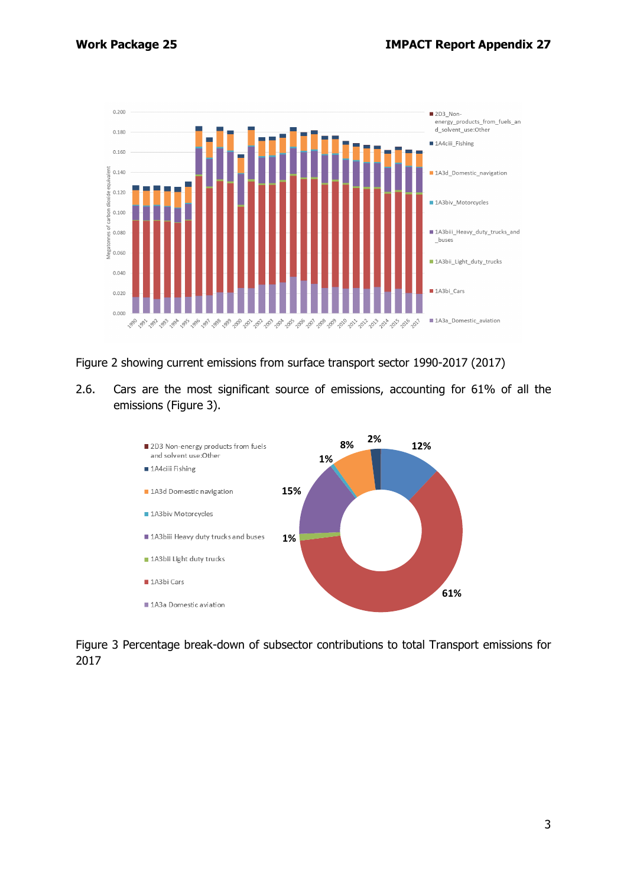Figure 2 showing current emissions from surface transport sector 1990-2017 (2017)

2.6. Cars are the most significant source of emissions, accounting for 61% of all the emissions (Figure 3).

Figure 3 Percentage break-down of subsector contributions to total Transport emissions for 2017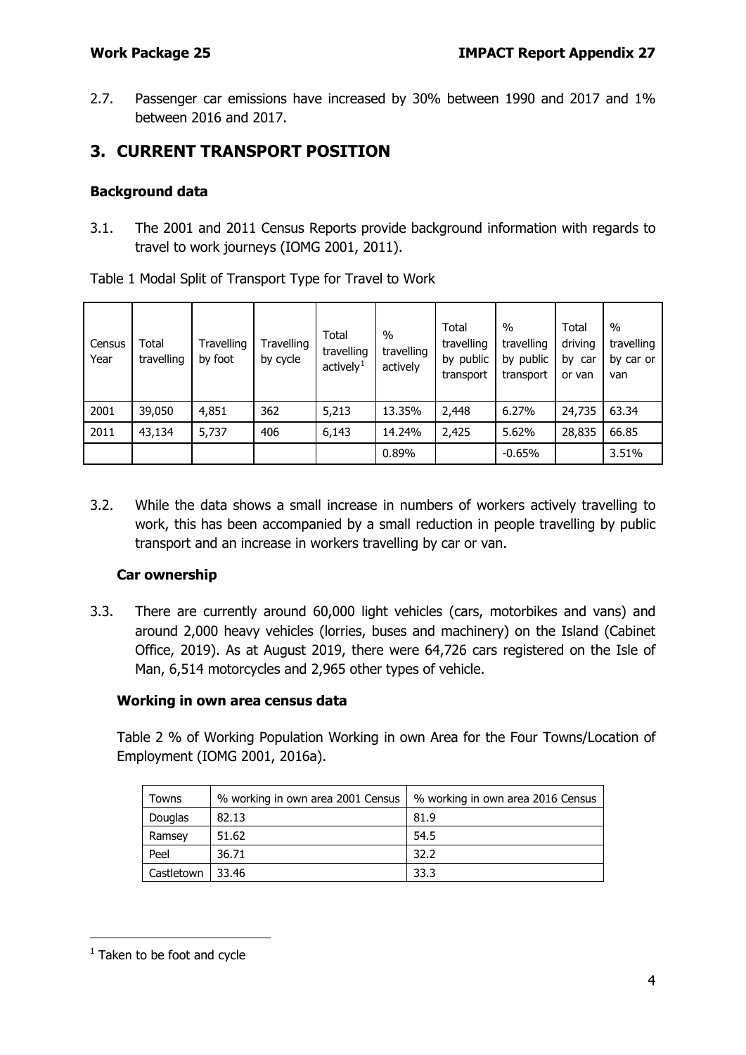2.7. Passenger car emissions have increased by 30% between 1990 and 2017 and 1% between 2016 and 2017.

## 3. CURRENT TRANSPORT POSITION

### Background data

3.1. The 2001 and 2011 Census Reports provide background information with regards to travel to work journeys (IOMG 2001, 2011).

Table 1 Modal Split of Transport Type for Travel to Work

| Census Year | Total travelling | Travelling by foot | Travelling by cycle | Total travelling actively[1] | % travelling actively | Total travelling by public transport | % travelling by public transport | Total driving by car or van | % travelling by car or van |
|---|---|---|---|---|---|---|---|---|---|
| 2001 | 39,050 | 4,851 | 362 | 5,213 | 13.35% | 2,448 | 6.27% | 24,735 | 63.34 |
| 2011 | 43,134 | 5,737 | 406 | 6,143 | 14.24% | 2,425 | 5.62% | 28,835 | 66.85 |
| | | | | | 0.89% | | -0.65% | | 3.51% |

3.2. While the data shows a small increase in numbers of workers actively travelling to work, this has been accompanied by a small reduction in people travelling by public transport and an increase in workers travelling by car or van.

### Car ownership

3.3. There are currently around 60,000 light vehicles (cars, motorbikes and vans) and around 2,000 heavy vehicles (lorries, buses and machinery) on the Island (Cabinet Office, 2019). As at August 2019, there were 64,726 cars registered on the Isle of Man, 6,514 motorcycles and 2,965 other types of vehicle.

### Working in own area census data

Table 2 % of Working Population Working in own Area for the Four Towns/Location of Employment (IOMG 2001, 2016a).

| Towns | % working in own area 2001 Census | % working in own area 2016 Census |
|---|---|---|
| Douglas | 82.13 | 81.9 |
| Ramsey | 51.62 | 54.5 |
| Peel | 36.71 | 32.2 |
| Castletown | 33.46 | 33.3 |

[1] Taken to be foot and cycle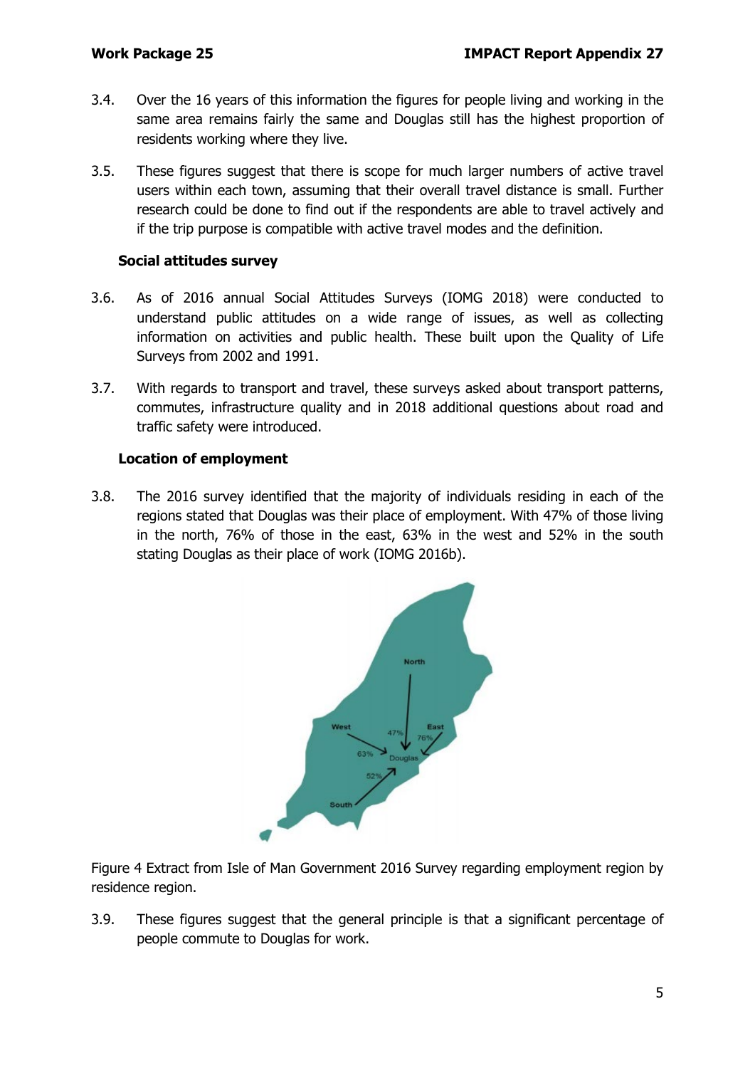3.4. Over the 16 years of this information the figures for people living and working in the same area remains fairly the same and Douglas still has the highest proportion of residents working where they live.

3.5. These figures suggest that there is scope for much larger numbers of active travel users within each town, assuming that their overall travel distance is small. Further research could be done to find out if the respondents are able to travel actively and if the trip purpose is compatible with active travel modes and the definition.

**Social attitudes survey**

3.6. As of 2016 annual Social Attitudes Surveys (IOMG 2018) were conducted to understand public attitudes on a wide range of issues, as well as collecting information on activities and public health. These built upon the Quality of Life Surveys from 2002 and 1991.

3.7. With regards to transport and travel, these surveys asked about transport patterns, commutes, infrastructure quality and in 2018 additional questions about road and traffic safety were introduced.

**Location of employment**

3.8. The 2016 survey identified that the majority of individuals residing in each of the regions stated that Douglas was their place of employment. With 47% of those living in the north, 76% of those in the east, 63% in the west and 52% in the south stating Douglas as their place of work (IOMG 2016b).

Figure 4 Extract from Isle of Man Government 2016 Survey regarding employment region by residence region.

3.9. These figures suggest that the general principle is that a significant percentage of people commute to Douglas for work.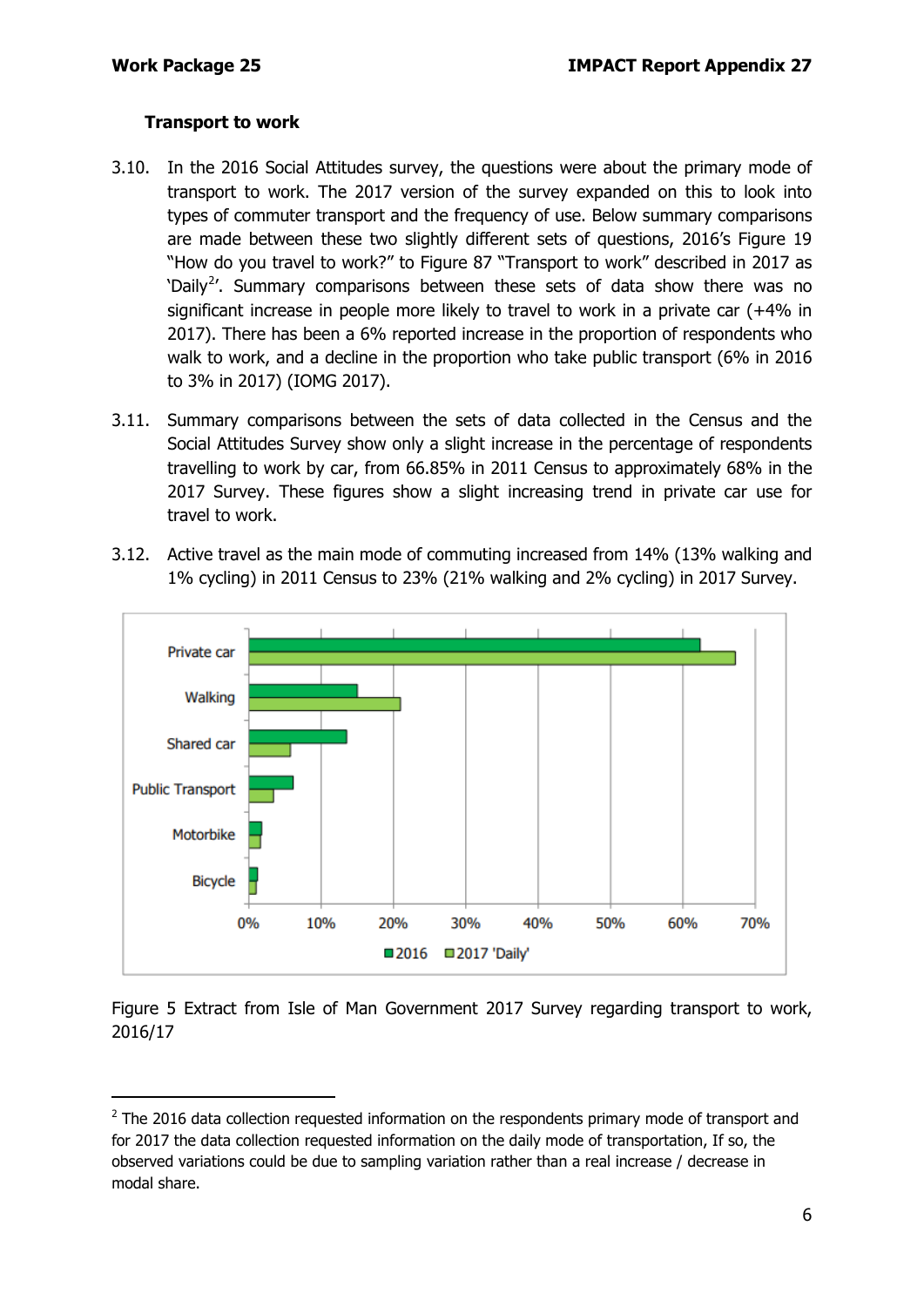### Transport to work

3.10. In the 2016 Social Attitudes survey, the questions were about the primary mode of transport to work. The 2017 version of the survey expanded on this to look into types of commuter transport and the frequency of use. Below summary comparisons are made between these two slightly different sets of questions, 2016's Figure 19 "How do you travel to work?" to Figure 87 "Transport to work" described in 2017 as 'Daily[2]'. Summary comparisons between these sets of data show there was no significant increase in people more likely to travel to work in a private car (+4% in 2017). There has been a 6% reported increase in the proportion of respondents who walk to work, and a decline in the proportion who take public transport (6% in 2016 to 3% in 2017) (IOMG 2017).

3.11. Summary comparisons between the sets of data collected in the Census and the Social Attitudes Survey show only a slight increase in the percentage of respondents travelling to work by car, from 66.85% in 2011 Census to approximately 68% in the 2017 Survey. These figures show a slight increasing trend in private car use for travel to work.

3.12. Active travel as the main mode of commuting increased from 14% (13% walking and 1% cycling) in 2011 Census to 23% (21% walking and 2% cycling) in 2017 Survey.

Figure 5 Extract from Isle of Man Government 2017 Survey regarding transport to work, 2016/17

[2] The 2016 data collection requested information on the respondents primary mode of transport and for 2017 the data collection requested information on the daily mode of transportation, If so, the observed variations could be due to sampling variation rather than a real increase / decrease in modal share.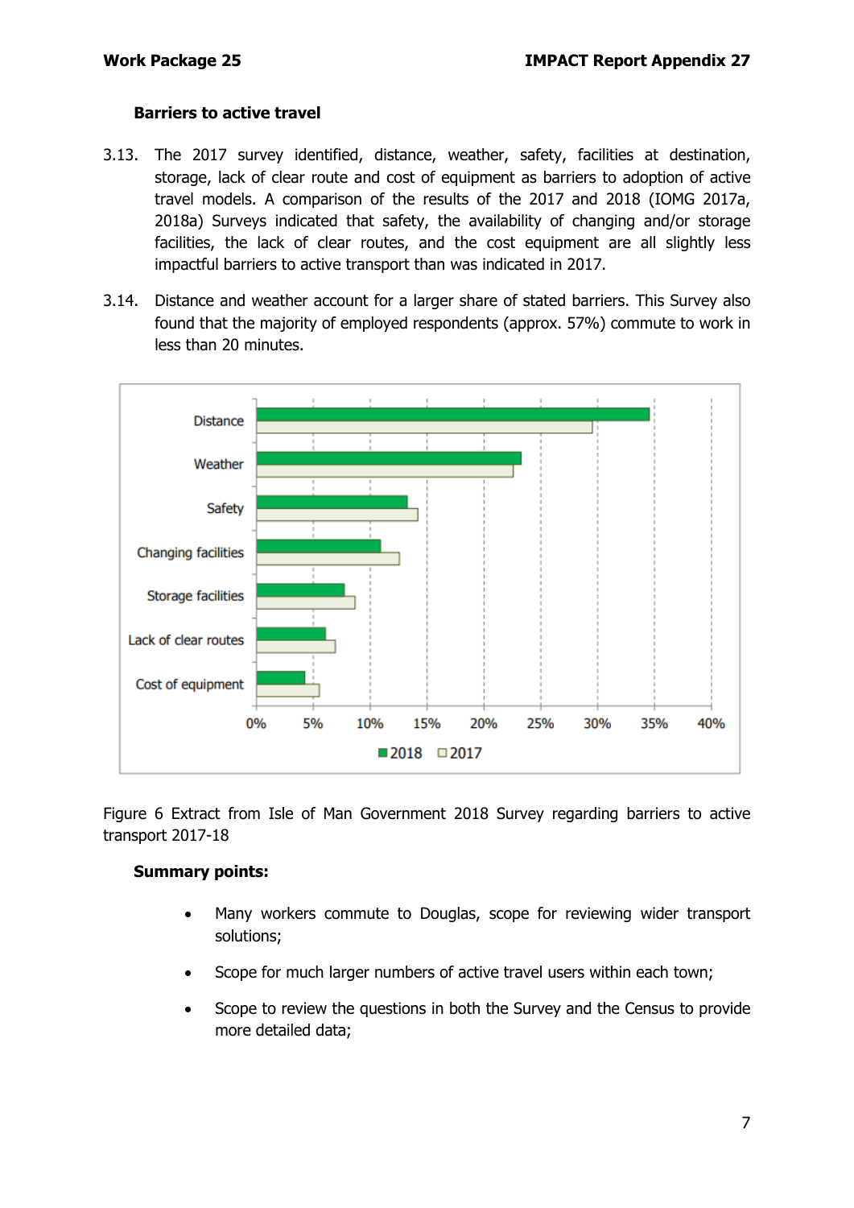### Barriers to active travel

3.13. The 2017 survey identified, distance, weather, safety, facilities at destination, storage, lack of clear route and cost of equipment as barriers to adoption of active travel models. A comparison of the results of the 2017 and 2018 (IOMG 2017a, 2018a) Surveys indicated that safety, the availability of changing and/or storage facilities, the lack of clear routes, and the cost equipment are all slightly less impactful barriers to active transport than was indicated in 2017.

3.14. Distance and weather account for a larger share of stated barriers. This Survey also found that the majority of employed respondents (approx. 57%) commute to work in less than 20 minutes.

Figure 6 Extract from Isle of Man Government 2018 Survey regarding barriers to active transport 2017-18

**Summary points:**

- Many workers commute to Douglas, scope for reviewing wider transport solutions;
- Scope for much larger numbers of active travel users within each town;
- Scope to review the questions in both the Survey and the Census to provide more detailed data;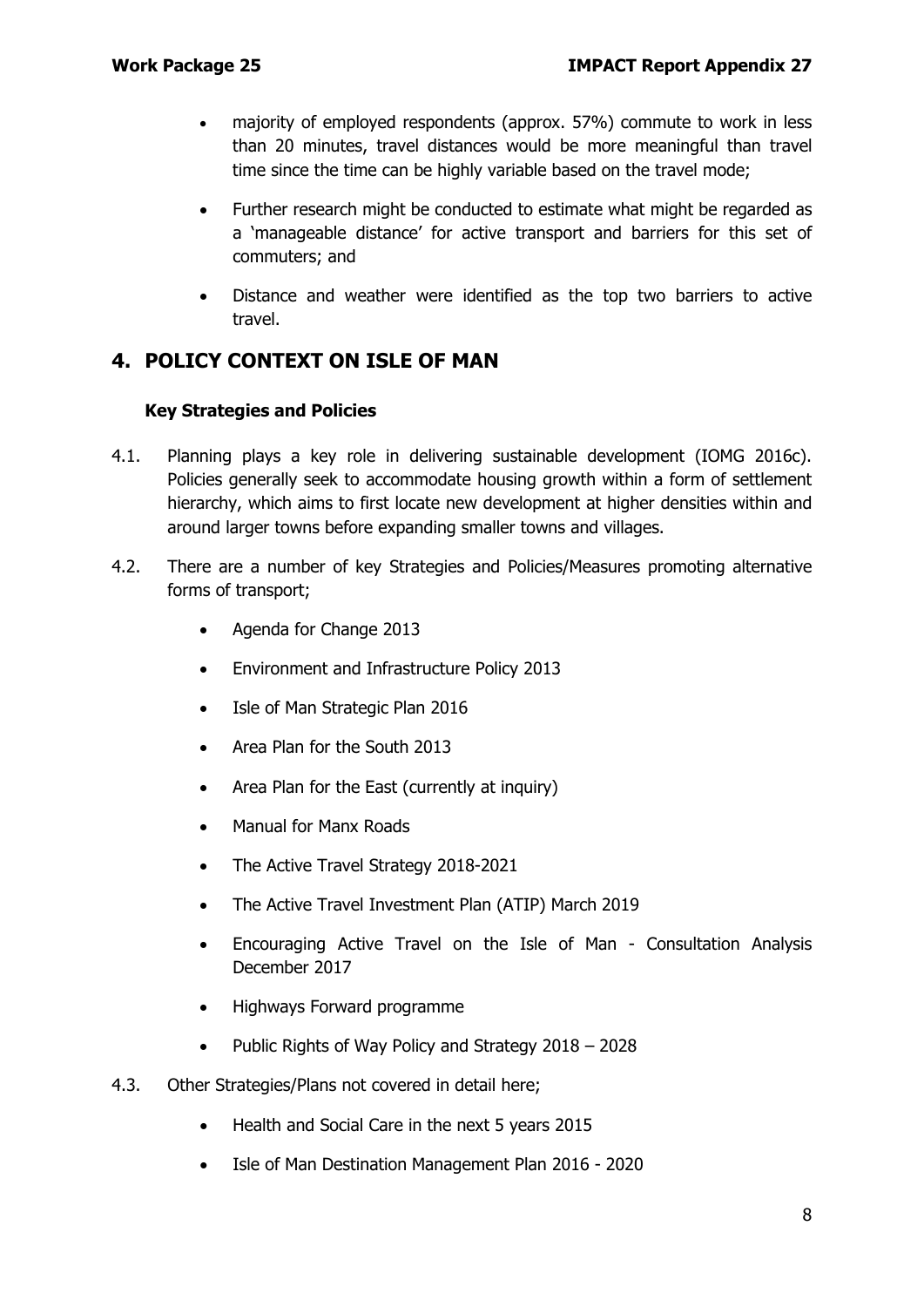- majority of employed respondents (approx. 57%) commute to work in less than 20 minutes, travel distances would be more meaningful than travel time since the time can be highly variable based on the travel mode;
- Further research might be conducted to estimate what might be regarded as a 'manageable distance' for active transport and barriers for this set of commuters; and
- Distance and weather were identified as the top two barriers to active travel.

# 4. POLICY CONTEXT ON ISLE OF MAN

### Key Strategies and Policies

4.1. Planning plays a key role in delivering sustainable development (IOMG 2016c). Policies generally seek to accommodate housing growth within a form of settlement hierarchy, which aims to first locate new development at higher densities within and around larger towns before expanding smaller towns and villages.

4.2. There are a number of key Strategies and Policies/Measures promoting alternative forms of transport;

- Agenda for Change 2013
- Environment and Infrastructure Policy 2013
- Isle of Man Strategic Plan 2016
- Area Plan for the South 2013
- Area Plan for the East (currently at inquiry)
- Manual for Manx Roads
- The Active Travel Strategy 2018-2021
- The Active Travel Investment Plan (ATIP) March 2019
- Encouraging Active Travel on the Isle of Man - Consultation Analysis December 2017
- Highways Forward programme
- Public Rights of Way Policy and Strategy 2018 – 2028

4.3. Other Strategies/Plans not covered in detail here;

- Health and Social Care in the next 5 years 2015
- Isle of Man Destination Management Plan 2016 - 2020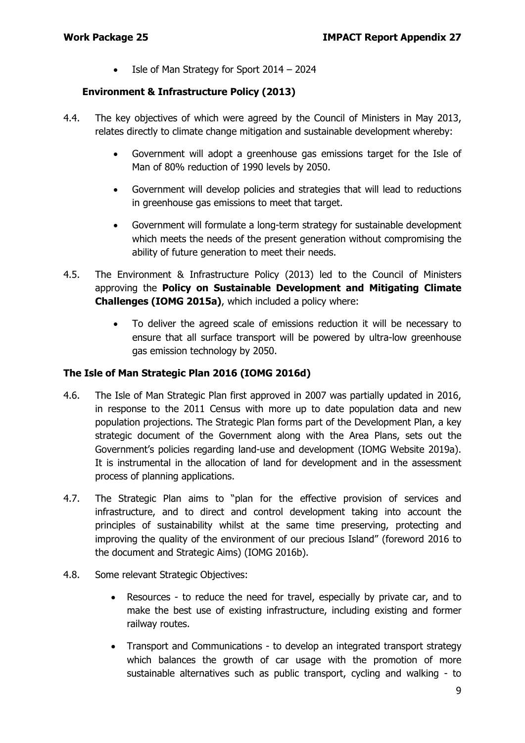- Isle of Man Strategy for Sport 2014 – 2024

### Environment & Infrastructure Policy (2013)

4.4. The key objectives of which were agreed by the Council of Ministers in May 2013, relates directly to climate change mitigation and sustainable development whereby:

- Government will adopt a greenhouse gas emissions target for the Isle of Man of 80% reduction of 1990 levels by 2050.
- Government will develop policies and strategies that will lead to reductions in greenhouse gas emissions to meet that target.
- Government will formulate a long-term strategy for sustainable development which meets the needs of the present generation without compromising the ability of future generation to meet their needs.

4.5. The Environment & Infrastructure Policy (2013) led to the Council of Ministers approving the **Policy on Sustainable Development and Mitigating Climate Challenges (IOMG 2015a)**, which included a policy where:

- To deliver the agreed scale of emissions reduction it will be necessary to ensure that all surface transport will be powered by ultra-low greenhouse gas emission technology by 2050.

### The Isle of Man Strategic Plan 2016 (IOMG 2016d)

4.6. The Isle of Man Strategic Plan first approved in 2007 was partially updated in 2016, in response to the 2011 Census with more up to date population data and new population projections. The Strategic Plan forms part of the Development Plan, a key strategic document of the Government along with the Area Plans, sets out the Government's policies regarding land-use and development (IOMG Website 2019a). It is instrumental in the allocation of land for development and in the assessment process of planning applications.

4.7. The Strategic Plan aims to "plan for the effective provision of services and infrastructure, and to direct and control development taking into account the principles of sustainability whilst at the same time preserving, protecting and improving the quality of the environment of our precious Island" (foreword 2016 to the document and Strategic Aims) (IOMG 2016b).

4.8. Some relevant Strategic Objectives:

- Resources - to reduce the need for travel, especially by private car, and to make the best use of existing infrastructure, including existing and former railway routes.
- Transport and Communications - to develop an integrated transport strategy which balances the growth of car usage with the promotion of more sustainable alternatives such as public transport, cycling and walking - to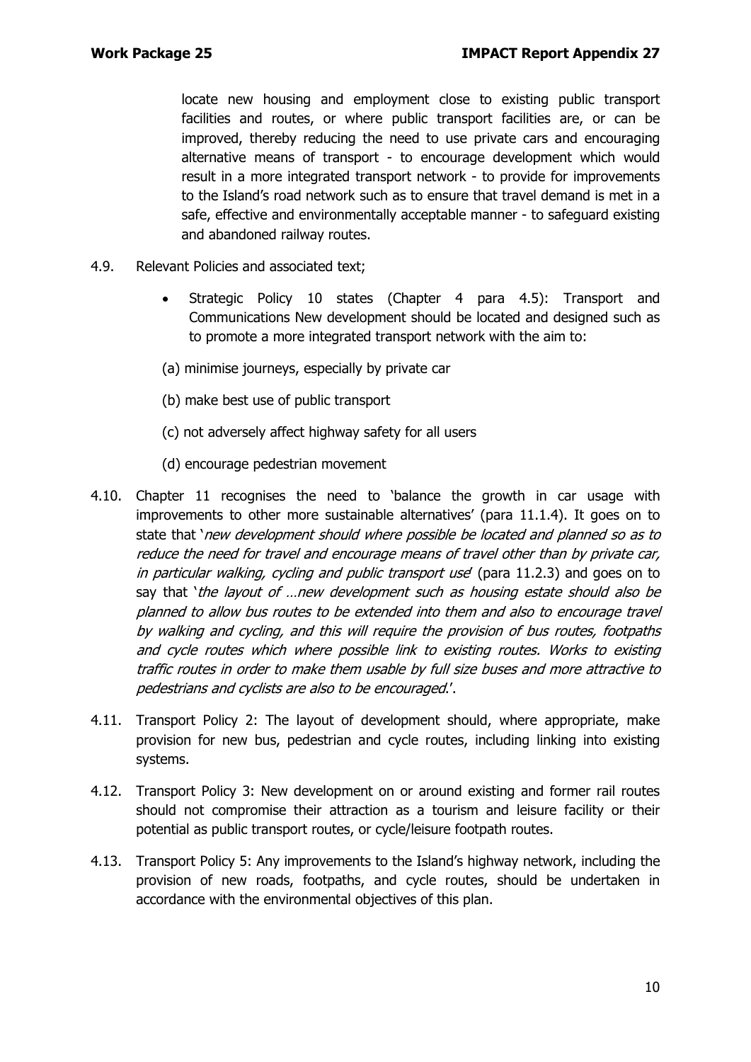locate new housing and employment close to existing public transport facilities and routes, or where public transport facilities are, or can be improved, thereby reducing the need to use private cars and encouraging alternative means of transport - to encourage development which would result in a more integrated transport network - to provide for improvements to the Island's road network such as to ensure that travel demand is met in a safe, effective and environmentally acceptable manner - to safeguard existing and abandoned railway routes.

4.9. Relevant Policies and associated text;

- Strategic Policy 10 states (Chapter 4 para 4.5): Transport and Communications New development should be located and designed such as to promote a more integrated transport network with the aim to:

(a) minimise journeys, especially by private car

(b) make best use of public transport

(c) not adversely affect highway safety for all users

(d) encourage pedestrian movement

4.10. Chapter 11 recognises the need to 'balance the growth in car usage with improvements to other more sustainable alternatives' (para 11.1.4). It goes on to state that '*new development should where possible be located and planned so as to reduce the need for travel and encourage means of travel other than by private car, in particular walking, cycling and public transport use*' (para 11.2.3) and goes on to say that '*the layout of …new development such as housing estate should also be planned to allow bus routes to be extended into them and also to encourage travel by walking and cycling, and this will require the provision of bus routes, footpaths and cycle routes which where possible link to existing routes. Works to existing traffic routes in order to make them usable by full size buses and more attractive to pedestrians and cyclists are also to be encouraged.*'.

4.11. Transport Policy 2: The layout of development should, where appropriate, make provision for new bus, pedestrian and cycle routes, including linking into existing systems.

4.12. Transport Policy 3: New development on or around existing and former rail routes should not compromise their attraction as a tourism and leisure facility or their potential as public transport routes, or cycle/leisure footpath routes.

4.13. Transport Policy 5: Any improvements to the Island's highway network, including the provision of new roads, footpaths, and cycle routes, should be undertaken in accordance with the environmental objectives of this plan.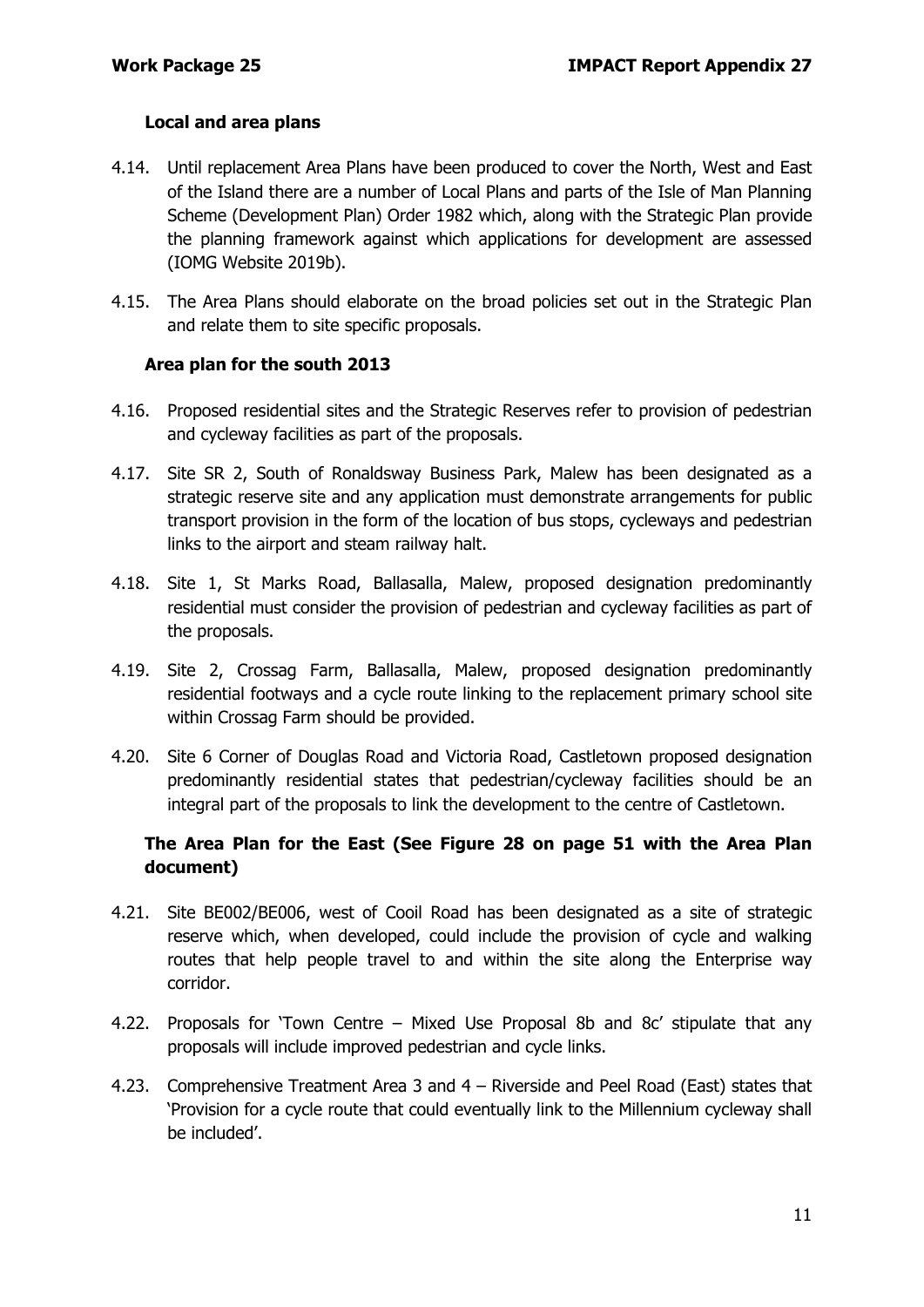### Local and area plans

4.14. Until replacement Area Plans have been produced to cover the North, West and East of the Island there are a number of Local Plans and parts of the Isle of Man Planning Scheme (Development Plan) Order 1982 which, along with the Strategic Plan provide the planning framework against which applications for development are assessed (IOMG Website 2019b).

4.15. The Area Plans should elaborate on the broad policies set out in the Strategic Plan and relate them to site specific proposals.

### Area plan for the south 2013

4.16. Proposed residential sites and the Strategic Reserves refer to provision of pedestrian and cycleway facilities as part of the proposals.

4.17. Site SR 2, South of Ronaldsway Business Park, Malew has been designated as a strategic reserve site and any application must demonstrate arrangements for public transport provision in the form of the location of bus stops, cycleways and pedestrian links to the airport and steam railway halt.

4.18. Site 1, St Marks Road, Ballasalla, Malew, proposed designation predominantly residential must consider the provision of pedestrian and cycleway facilities as part of the proposals.

4.19. Site 2, Crossag Farm, Ballasalla, Malew, proposed designation predominantly residential footways and a cycle route linking to the replacement primary school site within Crossag Farm should be provided.

4.20. Site 6 Corner of Douglas Road and Victoria Road, Castletown proposed designation predominantly residential states that pedestrian/cycleway facilities should be an integral part of the proposals to link the development to the centre of Castletown.

### The Area Plan for the East (See Figure 28 on page 51 with the Area Plan document)

4.21. Site BE002/BE006, west of Cooil Road has been designated as a site of strategic reserve which, when developed, could include the provision of cycle and walking routes that help people travel to and within the site along the Enterprise way corridor.

4.22. Proposals for 'Town Centre – Mixed Use Proposal 8b and 8c' stipulate that any proposals will include improved pedestrian and cycle links.

4.23. Comprehensive Treatment Area 3 and 4 – Riverside and Peel Road (East) states that 'Provision for a cycle route that could eventually link to the Millennium cycleway shall be included'.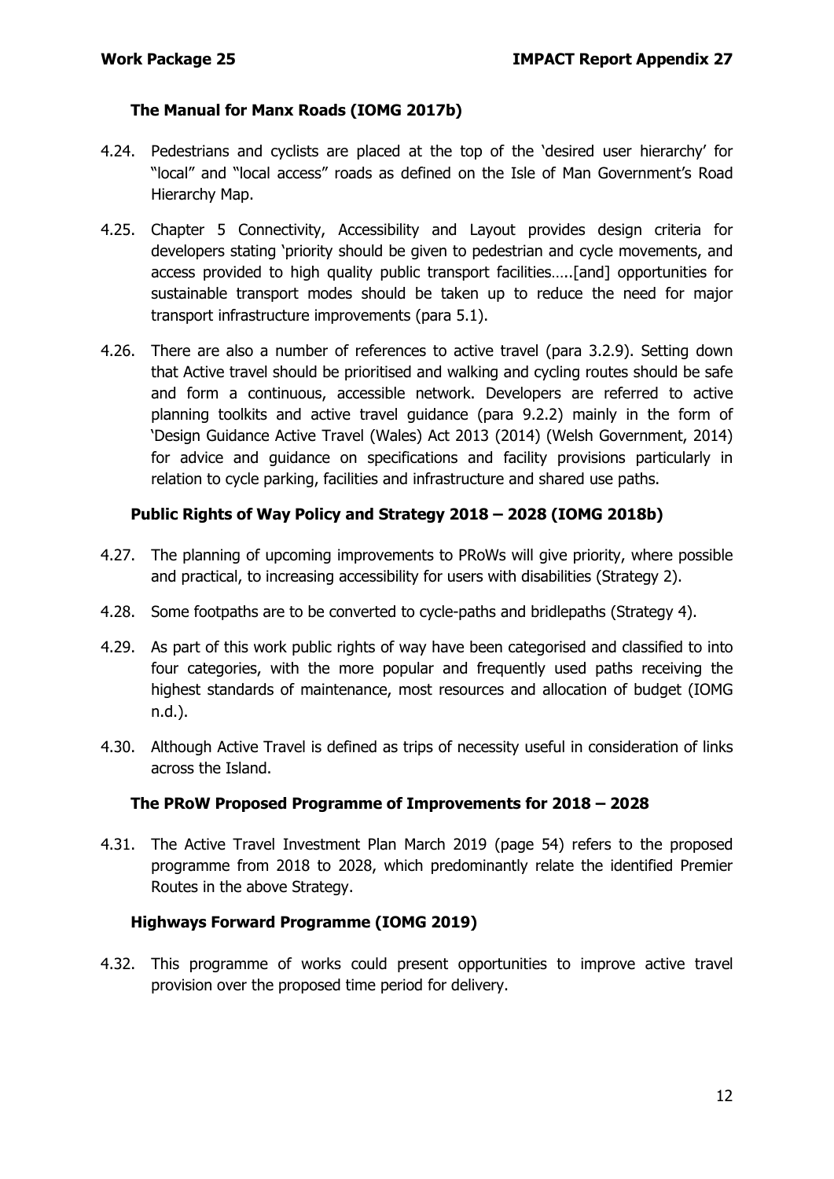### The Manual for Manx Roads (IOMG 2017b)

4.24. Pedestrians and cyclists are placed at the top of the 'desired user hierarchy' for "local" and "local access" roads as defined on the Isle of Man Government's Road Hierarchy Map.

4.25. Chapter 5 Connectivity, Accessibility and Layout provides design criteria for developers stating 'priority should be given to pedestrian and cycle movements, and access provided to high quality public transport facilities…..[and] opportunities for sustainable transport modes should be taken up to reduce the need for major transport infrastructure improvements (para 5.1).

4.26. There are also a number of references to active travel (para 3.2.9). Setting down that Active travel should be prioritised and walking and cycling routes should be safe and form a continuous, accessible network. Developers are referred to active planning toolkits and active travel guidance (para 9.2.2) mainly in the form of 'Design Guidance Active Travel (Wales) Act 2013 (2014) (Welsh Government, 2014) for advice and guidance on specifications and facility provisions particularly in relation to cycle parking, facilities and infrastructure and shared use paths.

### Public Rights of Way Policy and Strategy 2018 – 2028 (IOMG 2018b)

4.27. The planning of upcoming improvements to PRoWs will give priority, where possible and practical, to increasing accessibility for users with disabilities (Strategy 2).

4.28. Some footpaths are to be converted to cycle-paths and bridlepaths (Strategy 4).

4.29. As part of this work public rights of way have been categorised and classified to into four categories, with the more popular and frequently used paths receiving the highest standards of maintenance, most resources and allocation of budget (IOMG n.d.).

4.30. Although Active Travel is defined as trips of necessity useful in consideration of links across the Island.

### The PRoW Proposed Programme of Improvements for 2018 – 2028

4.31. The Active Travel Investment Plan March 2019 (page 54) refers to the proposed programme from 2018 to 2028, which predominantly relate the identified Premier Routes in the above Strategy.

### Highways Forward Programme (IOMG 2019)

4.32. This programme of works could present opportunities to improve active travel provision over the proposed time period for delivery.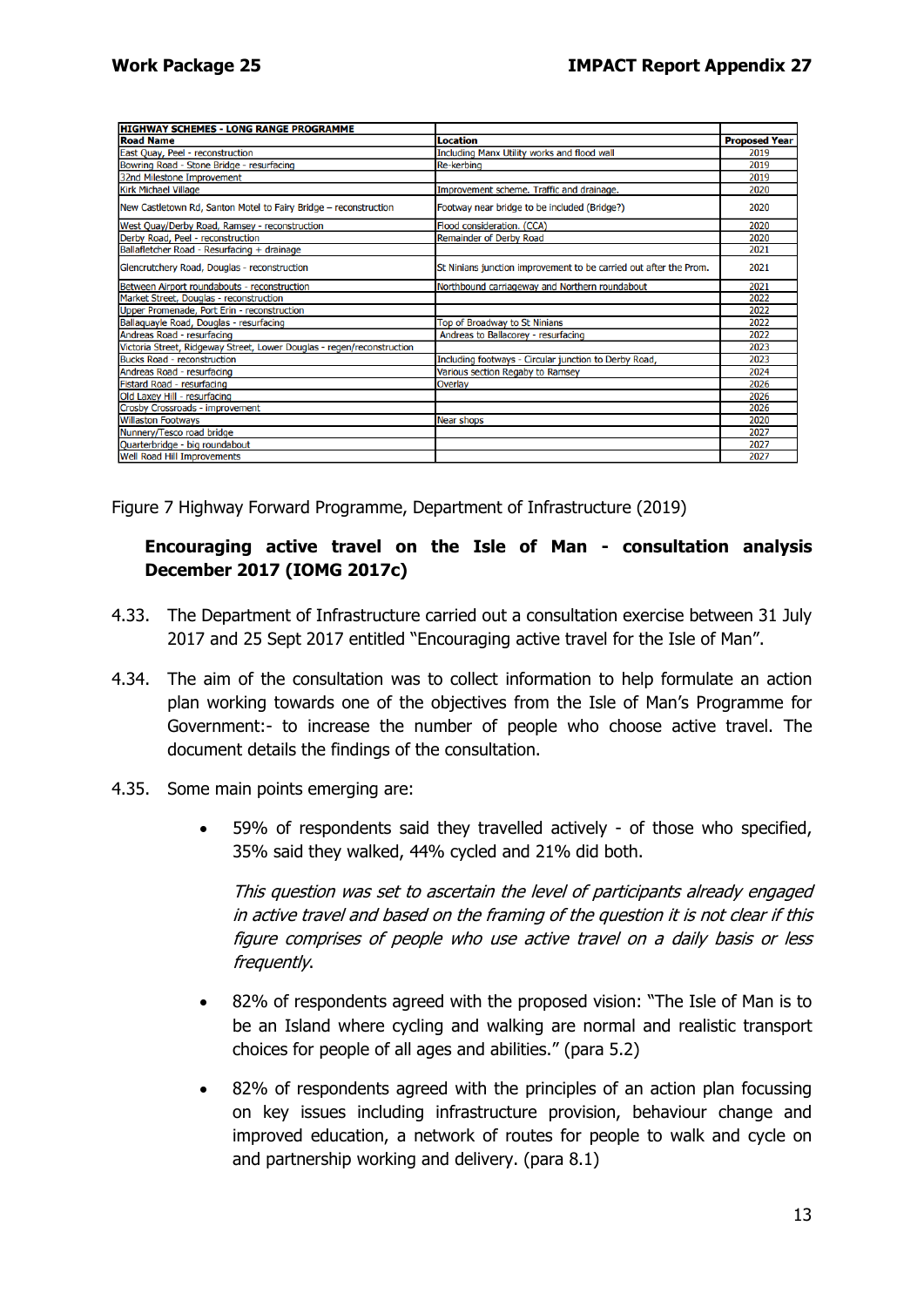| HIGHWAY SCHEMES - LONG RANGE PROGRAMME | | |
|---|---|---|
| **Road Name** | **Location** | **Proposed Year** |
| East Quay, Peel - reconstruction | Including Manx Utility works and flood wall | 2019 |
| Bowring Road - Stone Bridge - resurfacing | Re-kerbing | 2019 |
| 32nd Milestone Improvement | | 2019 |
| Kirk Michael Village | Improvement scheme. Traffic and drainage. | 2020 |
| New Castletown Rd, Santon Motel to Fairy Bridge – reconstruction | Footway near bridge to be included (Bridge?) | 2020 |
| West Quay/Derby Road, Ramsey - reconstruction | Flood consideration. (CCA) | 2020 |
| Derby Road, Peel - reconstruction | Remainder of Derby Road | 2020 |
| Ballafletcher Road - Resurfacing + drainage | | 2021 |
| Glencrutchery Road, Douglas - reconstruction | St Ninians junction improvement to be carried out after the Prom. | 2021 |
| Between Airport roundabouts - reconstruction | Northbound carriageway and Northern roundabout | 2021 |
| Market Street, Douglas - reconstruction | | 2022 |
| Upper Promenade, Port Erin - reconstruction | | 2022 |
| Ballaquayle Road, Douglas - resurfacing | Top of Broadway to St Ninians | 2022 |
| Andreas Road - resurfacing | Andreas to Ballacorey - resurfacing | 2022 |
| Victoria Street, Ridgeway Street, Lower Douglas - regen/reconstruction | | 2023 |
| Bucks Road - reconstruction | Including footways - Circular junction to Derby Road, | 2023 |
| Andreas Road - resurfacing | Various section Regaby to Ramsey | 2024 |
| Fistard Road - resurfacing | Overlay | 2026 |
| Old Laxey Hill - resurfacing | | 2026 |
| Crosby Crossroads - improvement | | 2026 |
| Willaston Footways | Near shops | 2020 |
| Nunnery/Tesco road bridge | | 2027 |
| Quarterbridge - big roundabout | | 2027 |
| Well Road Hill Improvements | | 2027 |

Figure 7 Highway Forward Programme, Department of Infrastructure (2019)

### Encouraging active travel on the Isle of Man - consultation analysis December 2017 (IOMG 2017c)

4.33. The Department of Infrastructure carried out a consultation exercise between 31 July 2017 and 25 Sept 2017 entitled "Encouraging active travel for the Isle of Man".

4.34. The aim of the consultation was to collect information to help formulate an action plan working towards one of the objectives from the Isle of Man's Programme for Government:- to increase the number of people who choose active travel. The document details the findings of the consultation.

4.35. Some main points emerging are:

- 59% of respondents said they travelled actively - of those who specified, 35% said they walked, 44% cycled and 21% did both.

  *This question was set to ascertain the level of participants already engaged in active travel and based on the framing of the question it is not clear if this figure comprises of people who use active travel on a daily basis or less frequently.*

- 82% of respondents agreed with the proposed vision: "The Isle of Man is to be an Island where cycling and walking are normal and realistic transport choices for people of all ages and abilities." (para 5.2)

- 82% of respondents agreed with the principles of an action plan focussing on key issues including infrastructure provision, behaviour change and improved education, a network of routes for people to walk and cycle on and partnership working and delivery. (para 8.1)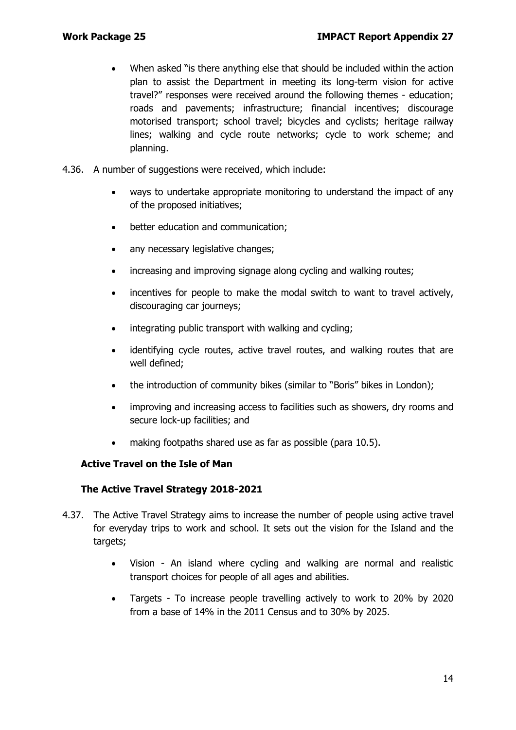- When asked "is there anything else that should be included within the action plan to assist the Department in meeting its long-term vision for active travel?" responses were received around the following themes - education; roads and pavements; infrastructure; financial incentives; discourage motorised transport; school travel; bicycles and cyclists; heritage railway lines; walking and cycle route networks; cycle to work scheme; and planning.

4.36. A number of suggestions were received, which include:

- ways to undertake appropriate monitoring to understand the impact of any of the proposed initiatives;
- better education and communication;
- any necessary legislative changes;
- increasing and improving signage along cycling and walking routes;
- incentives for people to make the modal switch to want to travel actively, discouraging car journeys;
- integrating public transport with walking and cycling;
- identifying cycle routes, active travel routes, and walking routes that are well defined;
- the introduction of community bikes (similar to "Boris" bikes in London);
- improving and increasing access to facilities such as showers, dry rooms and secure lock-up facilities; and
- making footpaths shared use as far as possible (para 10.5).

### Active Travel on the Isle of Man

### The Active Travel Strategy 2018-2021

4.37. The Active Travel Strategy aims to increase the number of people using active travel for everyday trips to work and school. It sets out the vision for the Island and the targets;

- Vision - An island where cycling and walking are normal and realistic transport choices for people of all ages and abilities.
- Targets - To increase people travelling actively to work to 20% by 2020 from a base of 14% in the 2011 Census and to 30% by 2025.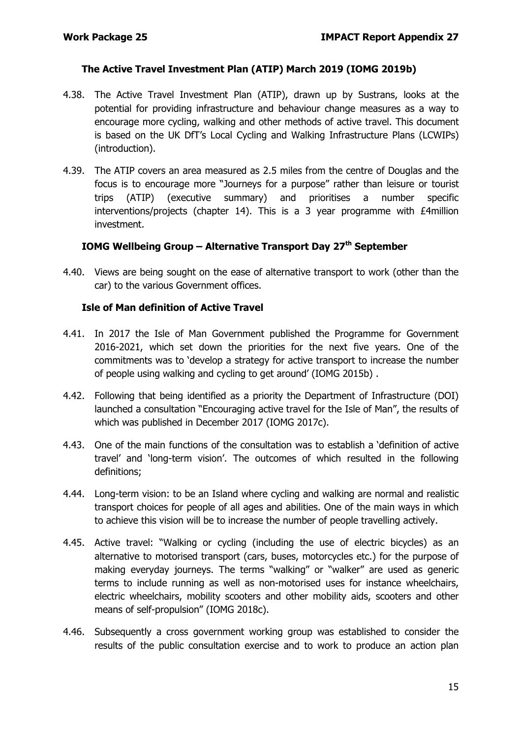### The Active Travel Investment Plan (ATIP) March 2019 (IOMG 2019b)

4.38. The Active Travel Investment Plan (ATIP), drawn up by Sustrans, looks at the potential for providing infrastructure and behaviour change measures as a way to encourage more cycling, walking and other methods of active travel. This document is based on the UK DfT's Local Cycling and Walking Infrastructure Plans (LCWIPs) (introduction).

4.39. The ATIP covers an area measured as 2.5 miles from the centre of Douglas and the focus is to encourage more "Journeys for a purpose" rather than leisure or tourist trips (ATIP) (executive summary) and prioritises a number specific interventions/projects (chapter 14). This is a 3 year programme with £4million investment.

### IOMG Wellbeing Group – Alternative Transport Day 27th September

4.40. Views are being sought on the ease of alternative transport to work (other than the car) to the various Government offices.

### Isle of Man definition of Active Travel

4.41. In 2017 the Isle of Man Government published the Programme for Government 2016-2021, which set down the priorities for the next five years. One of the commitments was to 'develop a strategy for active transport to increase the number of people using walking and cycling to get around' (IOMG 2015b) .

4.42. Following that being identified as a priority the Department of Infrastructure (DOI) launched a consultation "Encouraging active travel for the Isle of Man", the results of which was published in December 2017 (IOMG 2017c).

4.43. One of the main functions of the consultation was to establish a 'definition of active travel' and 'long-term vision'. The outcomes of which resulted in the following definitions;

4.44. Long-term vision: to be an Island where cycling and walking are normal and realistic transport choices for people of all ages and abilities. One of the main ways in which to achieve this vision will be to increase the number of people travelling actively.

4.45. Active travel: "Walking or cycling (including the use of electric bicycles) as an alternative to motorised transport (cars, buses, motorcycles etc.) for the purpose of making everyday journeys. The terms "walking" or "walker" are used as generic terms to include running as well as non-motorised uses for instance wheelchairs, electric wheelchairs, mobility scooters and other mobility aids, scooters and other means of self-propulsion" (IOMG 2018c).

4.46. Subsequently a cross government working group was established to consider the results of the public consultation exercise and to work to produce an action plan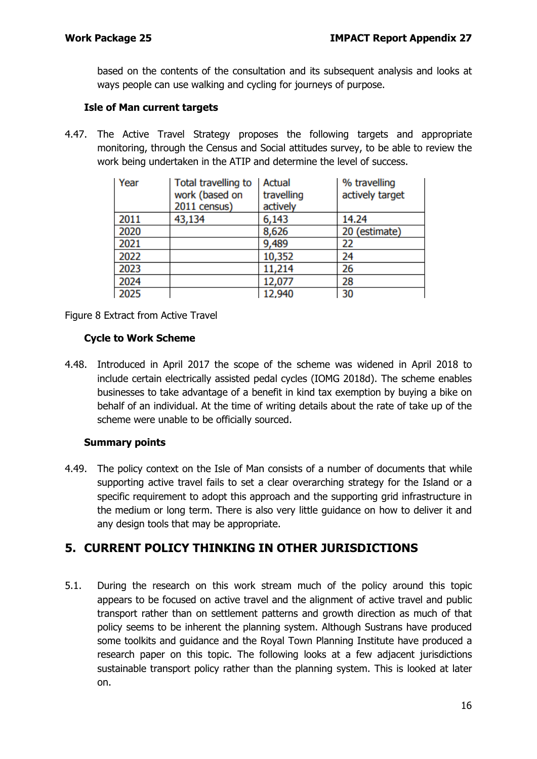based on the contents of the consultation and its subsequent analysis and looks at ways people can use walking and cycling for journeys of purpose.

### Isle of Man current targets

4.47. The Active Travel Strategy proposes the following targets and appropriate monitoring, through the Census and Social attitudes survey, to be able to review the work being undertaken in the ATIP and determine the level of success.

| Year | Total travelling to work (based on 2011 census) | Actual travelling actively | % travelling actively target |
|---|---|---|---|
| 2011 | 43,134 | 6,143 | 14.24 |
| 2020 | | 8,626 | 20 (estimate) |
| 2021 | | 9,489 | 22 |
| 2022 | | 10,352 | 24 |
| 2023 | | 11,214 | 26 |
| 2024 | | 12,077 | 28 |
| 2025 | | 12,940 | 30 |

Figure 8 Extract from Active Travel

### Cycle to Work Scheme

4.48. Introduced in April 2017 the scope of the scheme was widened in April 2018 to include certain electrically assisted pedal cycles (IOMG 2018d). The scheme enables businesses to take advantage of a benefit in kind tax exemption by buying a bike on behalf of an individual. At the time of writing details about the rate of take up of the scheme were unable to be officially sourced.

### Summary points

4.49. The policy context on the Isle of Man consists of a number of documents that while supporting active travel fails to set a clear overarching strategy for the Island or a specific requirement to adopt this approach and the supporting grid infrastructure in the medium or long term. There is also very little guidance on how to deliver it and any design tools that may be appropriate.

## 5. CURRENT POLICY THINKING IN OTHER JURISDICTIONS

5.1. During the research on this work stream much of the policy around this topic appears to be focused on active travel and the alignment of active travel and public transport rather than on settlement patterns and growth direction as much of that policy seems to be inherent the planning system. Although Sustrans have produced some toolkits and guidance and the Royal Town Planning Institute have produced a research paper on this topic. The following looks at a few adjacent jurisdictions sustainable transport policy rather than the planning system. This is looked at later on.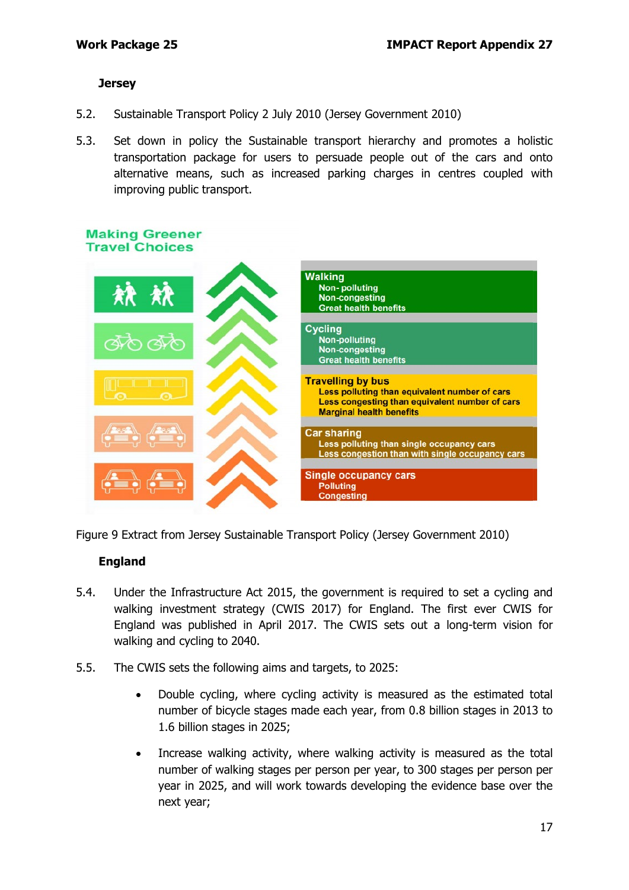### Jersey

5.2. Sustainable Transport Policy 2 July 2010 (Jersey Government 2010)

5.3. Set down in policy the Sustainable transport hierarchy and promotes a holistic transportation package for users to persuade people out of the cars and onto alternative means, such as increased parking charges in centres coupled with improving public transport.

Making Greener Travel Choices

**Walking**
- Non- polluting
- Non-congesting
- Great health benefits

**Cycling**
- Non-polluting
- Non-congesting
- Great health benefits

**Travelling by bus**
- Less polluting than equivalent number of cars
- Less congesting than equivalent number of cars
- Marginal health benefits

**Car sharing**
- Less polluting than single occupancy cars
- Less congestion than with single occupancy cars

**Single occupancy cars**
- Polluting
- Congesting

Figure 9 Extract from Jersey Sustainable Transport Policy (Jersey Government 2010)

### England

5.4. Under the Infrastructure Act 2015, the government is required to set a cycling and walking investment strategy (CWIS 2017) for England. The first ever CWIS for England was published in April 2017. The CWIS sets out a long-term vision for walking and cycling to 2040.

5.5. The CWIS sets the following aims and targets, to 2025:

- Double cycling, where cycling activity is measured as the estimated total number of bicycle stages made each year, from 0.8 billion stages in 2013 to 1.6 billion stages in 2025;
- Increase walking activity, where walking activity is measured as the total number of walking stages per person per year, to 300 stages per person per year in 2025, and will work towards developing the evidence base over the next year;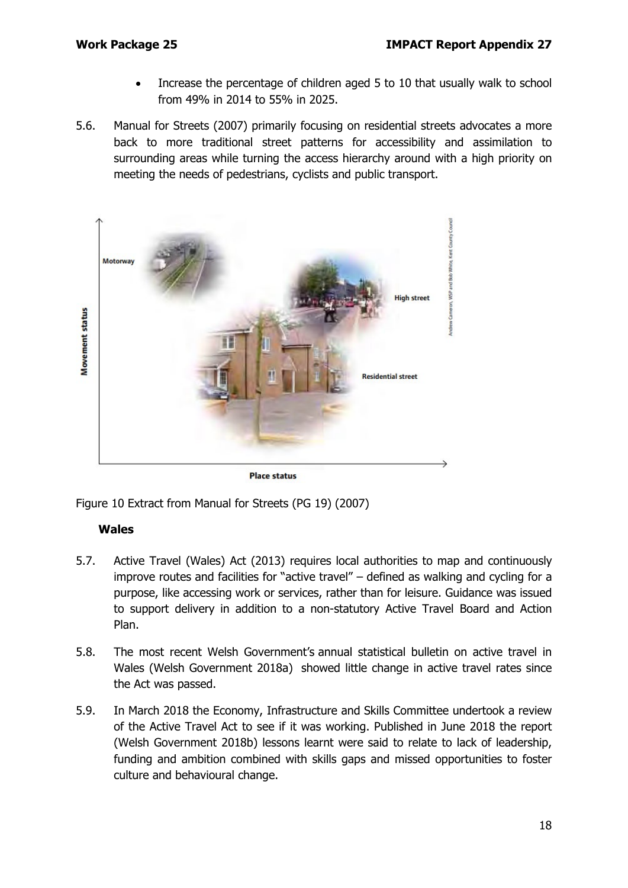- Increase the percentage of children aged 5 to 10 that usually walk to school from 49% in 2014 to 55% in 2025.

5.6. Manual for Streets (2007) primarily focusing on residential streets advocates a more back to more traditional street patterns for accessibility and assimilation to surrounding areas while turning the access hierarchy around with a high priority on meeting the needs of pedestrians, cyclists and public transport.

Figure 10 Extract from Manual for Streets (PG 19) (2007)

**Wales**

5.7. Active Travel (Wales) Act (2013) requires local authorities to map and continuously improve routes and facilities for "active travel" – defined as walking and cycling for a purpose, like accessing work or services, rather than for leisure. Guidance was issued to support delivery in addition to a non-statutory Active Travel Board and Action Plan.

5.8. The most recent Welsh Government's annual statistical bulletin on active travel in Wales (Welsh Government 2018a) showed little change in active travel rates since the Act was passed.

5.9. In March 2018 the Economy, Infrastructure and Skills Committee undertook a review of the Active Travel Act to see if it was working. Published in June 2018 the report (Welsh Government 2018b) lessons learnt were said to relate to lack of leadership, funding and ambition combined with skills gaps and missed opportunities to foster culture and behavioural change.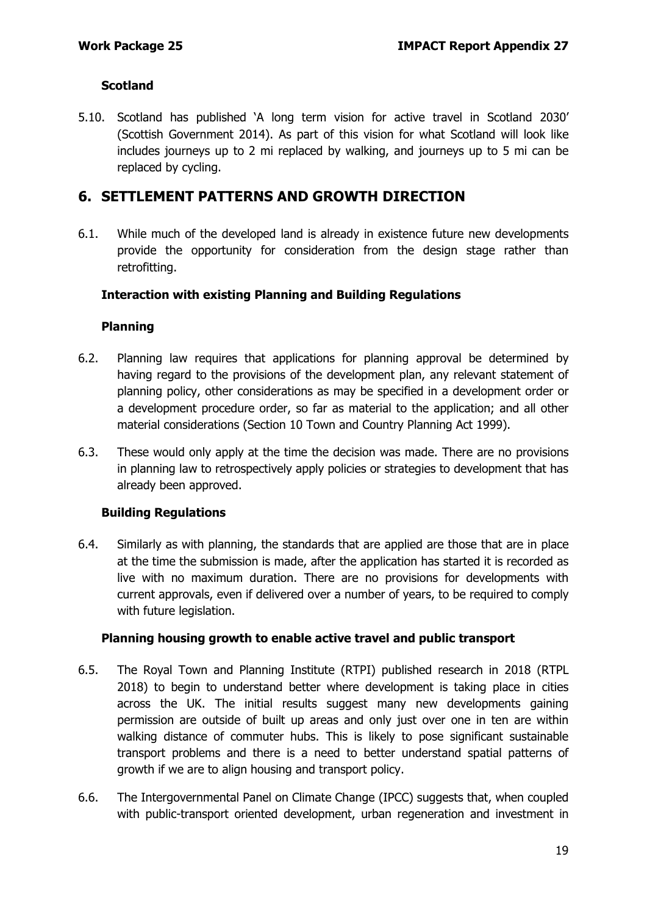### Scotland

5.10. Scotland has published 'A long term vision for active travel in Scotland 2030' (Scottish Government 2014). As part of this vision for what Scotland will look like includes journeys up to 2 mi replaced by walking, and journeys up to 5 mi can be replaced by cycling.

## 6. SETTLEMENT PATTERNS AND GROWTH DIRECTION

6.1. While much of the developed land is already in existence future new developments provide the opportunity for consideration from the design stage rather than retrofitting.

### Interaction with existing Planning and Building Regulations

### Planning

6.2. Planning law requires that applications for planning approval be determined by having regard to the provisions of the development plan, any relevant statement of planning policy, other considerations as may be specified in a development order or a development procedure order, so far as material to the application; and all other material considerations (Section 10 Town and Country Planning Act 1999).

6.3. These would only apply at the time the decision was made. There are no provisions in planning law to retrospectively apply policies or strategies to development that has already been approved.

### Building Regulations

6.4. Similarly as with planning, the standards that are applied are those that are in place at the time the submission is made, after the application has started it is recorded as live with no maximum duration. There are no provisions for developments with current approvals, even if delivered over a number of years, to be required to comply with future legislation.

### Planning housing growth to enable active travel and public transport

6.5. The Royal Town and Planning Institute (RTPI) published research in 2018 (RTPL 2018) to begin to understand better where development is taking place in cities across the UK. The initial results suggest many new developments gaining permission are outside of built up areas and only just over one in ten are within walking distance of commuter hubs. This is likely to pose significant sustainable transport problems and there is a need to better understand spatial patterns of growth if we are to align housing and transport policy.

6.6. The Intergovernmental Panel on Climate Change (IPCC) suggests that, when coupled with public-transport oriented development, urban regeneration and investment in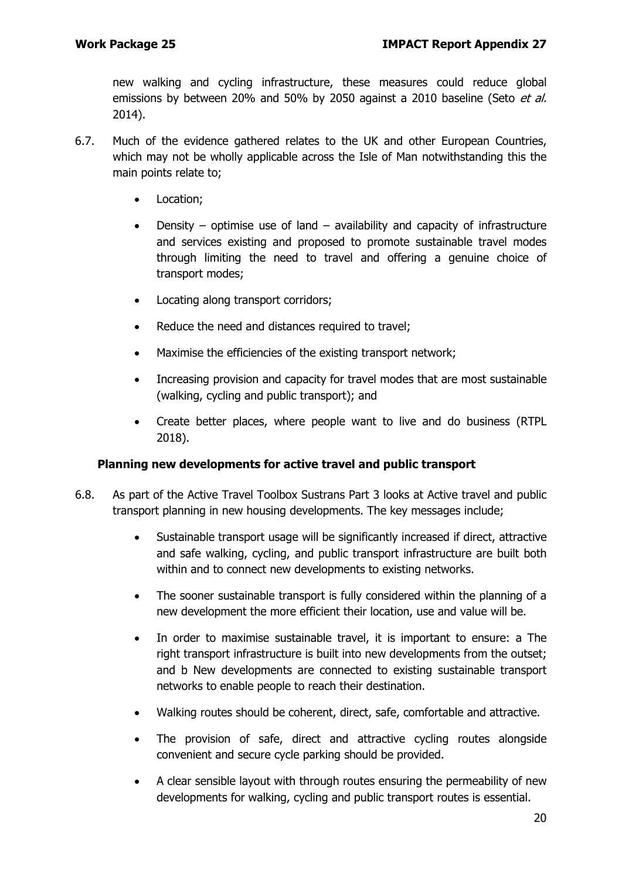new walking and cycling infrastructure, these measures could reduce global emissions by between 20% and 50% by 2050 against a 2010 baseline (Seto *et al.* 2014).

6.7. Much of the evidence gathered relates to the UK and other European Countries, which may not be wholly applicable across the Isle of Man notwithstanding this the main points relate to;

- Location;
- Density – optimise use of land – availability and capacity of infrastructure and services existing and proposed to promote sustainable travel modes through limiting the need to travel and offering a genuine choice of transport modes;
- Locating along transport corridors;
- Reduce the need and distances required to travel;
- Maximise the efficiencies of the existing transport network;
- Increasing provision and capacity for travel modes that are most sustainable (walking, cycling and public transport); and
- Create better places, where people want to live and do business (RTPL 2018).

**Planning new developments for active travel and public transport**

6.8. As part of the Active Travel Toolbox Sustrans Part 3 looks at Active travel and public transport planning in new housing developments. The key messages include;

- Sustainable transport usage will be significantly increased if direct, attractive and safe walking, cycling, and public transport infrastructure are built both within and to connect new developments to existing networks.
- The sooner sustainable transport is fully considered within the planning of a new development the more efficient their location, use and value will be.
- In order to maximise sustainable travel, it is important to ensure: a The right transport infrastructure is built into new developments from the outset; and b New developments are connected to existing sustainable transport networks to enable people to reach their destination.
- Walking routes should be coherent, direct, safe, comfortable and attractive.
- The provision of safe, direct and attractive cycling routes alongside convenient and secure cycle parking should be provided.
- A clear sensible layout with through routes ensuring the permeability of new developments for walking, cycling and public transport routes is essential.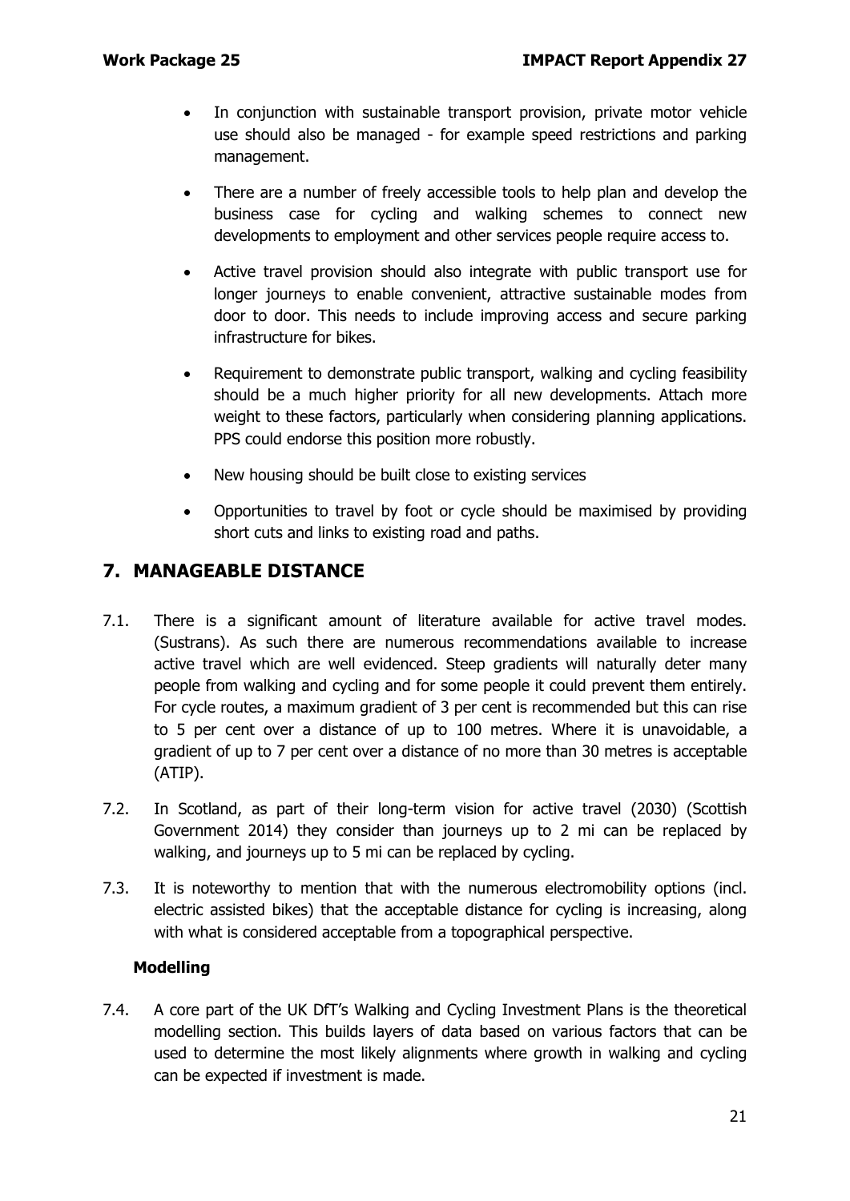- In conjunction with sustainable transport provision, private motor vehicle use should also be managed - for example speed restrictions and parking management.
- There are a number of freely accessible tools to help plan and develop the business case for cycling and walking schemes to connect new developments to employment and other services people require access to.
- Active travel provision should also integrate with public transport use for longer journeys to enable convenient, attractive sustainable modes from door to door. This needs to include improving access and secure parking infrastructure for bikes.
- Requirement to demonstrate public transport, walking and cycling feasibility should be a much higher priority for all new developments. Attach more weight to these factors, particularly when considering planning applications. PPS could endorse this position more robustly.
- New housing should be built close to existing services
- Opportunities to travel by foot or cycle should be maximised by providing short cuts and links to existing road and paths.

## 7. MANAGEABLE DISTANCE

7.1. There is a significant amount of literature available for active travel modes. (Sustrans). As such there are numerous recommendations available to increase active travel which are well evidenced. Steep gradients will naturally deter many people from walking and cycling and for some people it could prevent them entirely. For cycle routes, a maximum gradient of 3 per cent is recommended but this can rise to 5 per cent over a distance of up to 100 metres. Where it is unavoidable, a gradient of up to 7 per cent over a distance of no more than 30 metres is acceptable (ATIP).

7.2. In Scotland, as part of their long-term vision for active travel (2030) (Scottish Government 2014) they consider than journeys up to 2 mi can be replaced by walking, and journeys up to 5 mi can be replaced by cycling.

7.3. It is noteworthy to mention that with the numerous electromobility options (incl. electric assisted bikes) that the acceptable distance for cycling is increasing, along with what is considered acceptable from a topographical perspective.

### Modelling

7.4. A core part of the UK DfT's Walking and Cycling Investment Plans is the theoretical modelling section. This builds layers of data based on various factors that can be used to determine the most likely alignments where growth in walking and cycling can be expected if investment is made.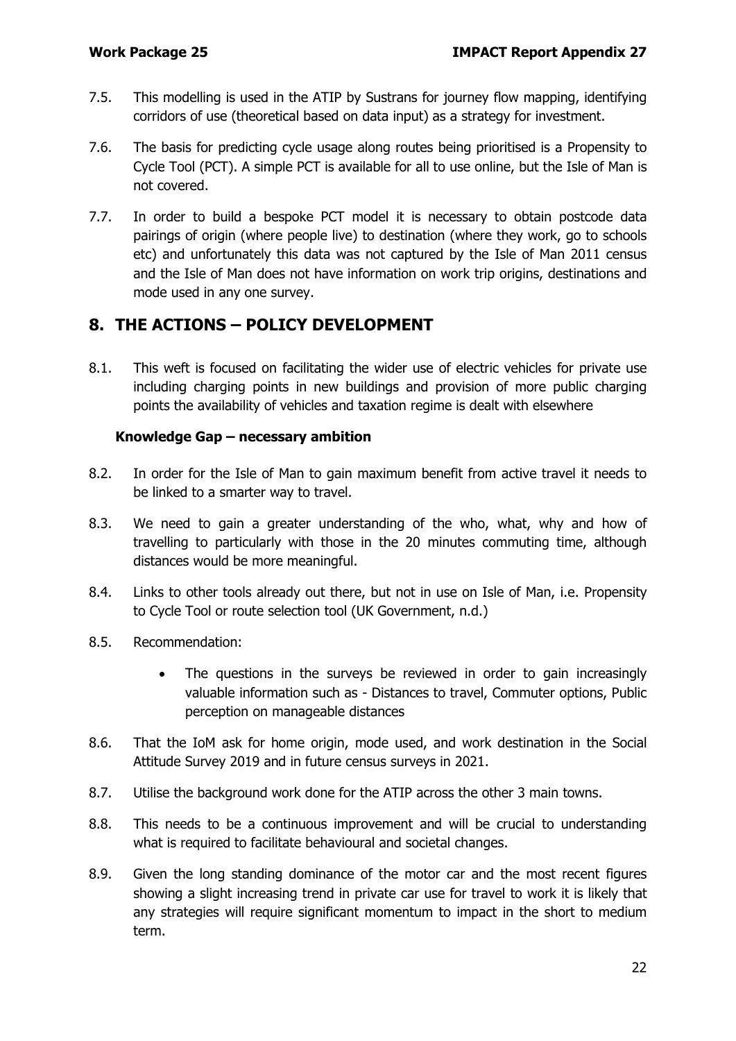7.5. This modelling is used in the ATIP by Sustrans for journey flow mapping, identifying corridors of use (theoretical based on data input) as a strategy for investment.

7.6. The basis for predicting cycle usage along routes being prioritised is a Propensity to Cycle Tool (PCT). A simple PCT is available for all to use online, but the Isle of Man is not covered.

7.7. In order to build a bespoke PCT model it is necessary to obtain postcode data pairings of origin (where people live) to destination (where they work, go to schools etc) and unfortunately this data was not captured by the Isle of Man 2011 census and the Isle of Man does not have information on work trip origins, destinations and mode used in any one survey.

## 8. THE ACTIONS – POLICY DEVELOPMENT

8.1. This weft is focused on facilitating the wider use of electric vehicles for private use including charging points in new buildings and provision of more public charging points the availability of vehicles and taxation regime is dealt with elsewhere

**Knowledge Gap – necessary ambition**

8.2. In order for the Isle of Man to gain maximum benefit from active travel it needs to be linked to a smarter way to travel.

8.3. We need to gain a greater understanding of the who, what, why and how of travelling to particularly with those in the 20 minutes commuting time, although distances would be more meaningful.

8.4. Links to other tools already out there, but not in use on Isle of Man, i.e. Propensity to Cycle Tool or route selection tool (UK Government, n.d.)

8.5. Recommendation:

- The questions in the surveys be reviewed in order to gain increasingly valuable information such as - Distances to travel, Commuter options, Public perception on manageable distances

8.6. That the IoM ask for home origin, mode used, and work destination in the Social Attitude Survey 2019 and in future census surveys in 2021.

8.7. Utilise the background work done for the ATIP across the other 3 main towns.

8.8. This needs to be a continuous improvement and will be crucial to understanding what is required to facilitate behavioural and societal changes.

8.9. Given the long standing dominance of the motor car and the most recent figures showing a slight increasing trend in private car use for travel to work it is likely that any strategies will require significant momentum to impact in the short to medium term.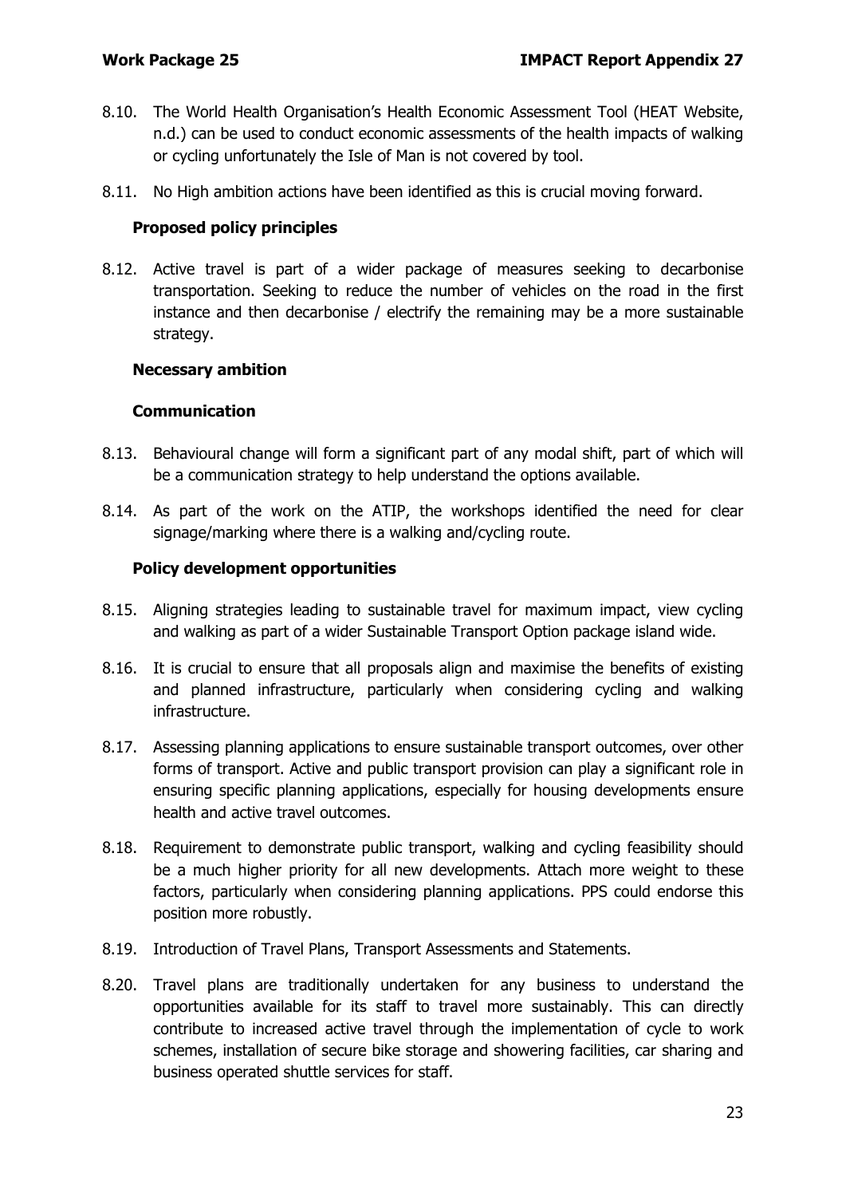8.10. The World Health Organisation's Health Economic Assessment Tool (HEAT Website, n.d.) can be used to conduct economic assessments of the health impacts of walking or cycling unfortunately the Isle of Man is not covered by tool.

8.11. No High ambition actions have been identified as this is crucial moving forward.

**Proposed policy principles**

8.12. Active travel is part of a wider package of measures seeking to decarbonise transportation. Seeking to reduce the number of vehicles on the road in the first instance and then decarbonise / electrify the remaining may be a more sustainable strategy.

**Necessary ambition**

**Communication**

8.13. Behavioural change will form a significant part of any modal shift, part of which will be a communication strategy to help understand the options available.

8.14. As part of the work on the ATIP, the workshops identified the need for clear signage/marking where there is a walking and/cycling route.

**Policy development opportunities**

8.15. Aligning strategies leading to sustainable travel for maximum impact, view cycling and walking as part of a wider Sustainable Transport Option package island wide.

8.16. It is crucial to ensure that all proposals align and maximise the benefits of existing and planned infrastructure, particularly when considering cycling and walking infrastructure.

8.17. Assessing planning applications to ensure sustainable transport outcomes, over other forms of transport. Active and public transport provision can play a significant role in ensuring specific planning applications, especially for housing developments ensure health and active travel outcomes.

8.18. Requirement to demonstrate public transport, walking and cycling feasibility should be a much higher priority for all new developments. Attach more weight to these factors, particularly when considering planning applications. PPS could endorse this position more robustly.

8.19. Introduction of Travel Plans, Transport Assessments and Statements.

8.20. Travel plans are traditionally undertaken for any business to understand the opportunities available for its staff to travel more sustainably. This can directly contribute to increased active travel through the implementation of cycle to work schemes, installation of secure bike storage and showering facilities, car sharing and business operated shuttle services for staff.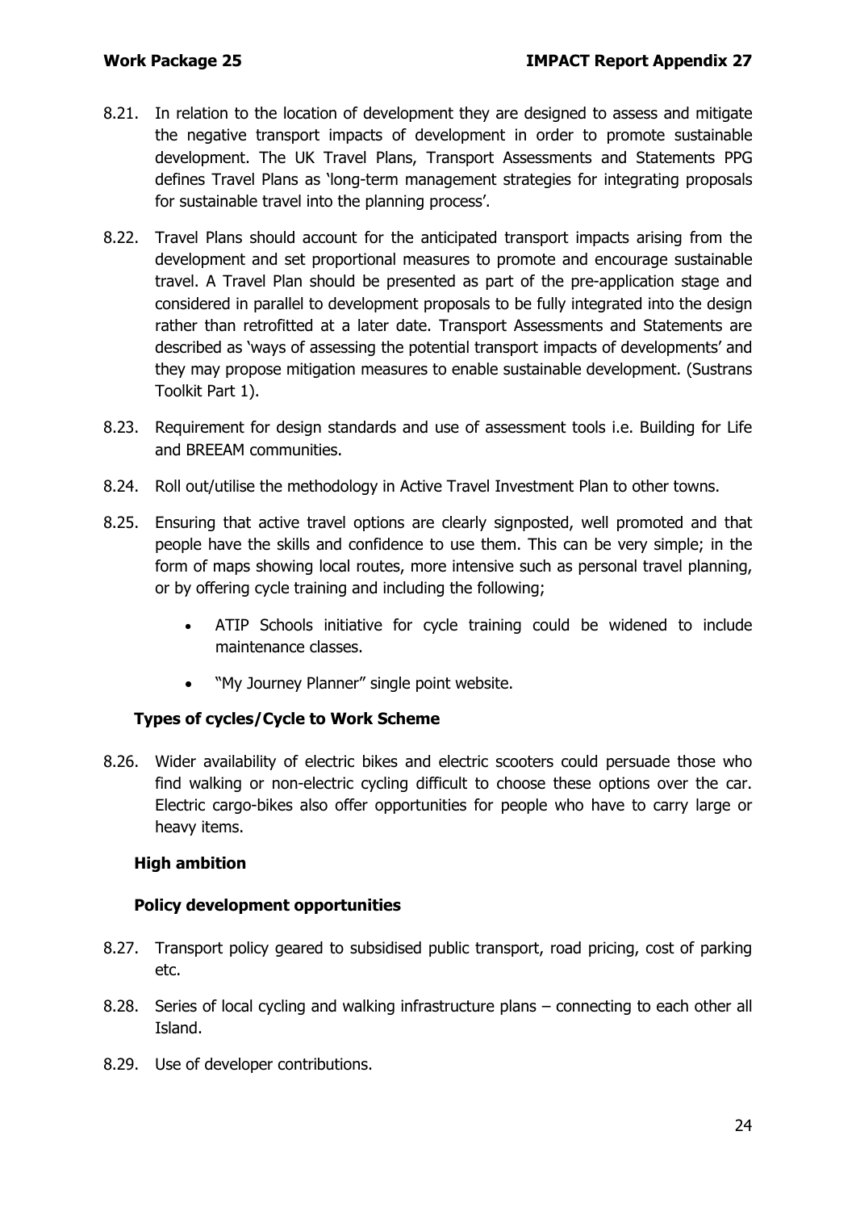8.21. In relation to the location of development they are designed to assess and mitigate the negative transport impacts of development in order to promote sustainable development. The UK Travel Plans, Transport Assessments and Statements PPG defines Travel Plans as 'long-term management strategies for integrating proposals for sustainable travel into the planning process'.

8.22. Travel Plans should account for the anticipated transport impacts arising from the development and set proportional measures to promote and encourage sustainable travel. A Travel Plan should be presented as part of the pre-application stage and considered in parallel to development proposals to be fully integrated into the design rather than retrofitted at a later date. Transport Assessments and Statements are described as 'ways of assessing the potential transport impacts of developments' and they may propose mitigation measures to enable sustainable development. (Sustrans Toolkit Part 1).

8.23. Requirement for design standards and use of assessment tools i.e. Building for Life and BREEAM communities.

8.24. Roll out/utilise the methodology in Active Travel Investment Plan to other towns.

8.25. Ensuring that active travel options are clearly signposted, well promoted and that people have the skills and confidence to use them. This can be very simple; in the form of maps showing local routes, more intensive such as personal travel planning, or by offering cycle training and including the following;

- ATIP Schools initiative for cycle training could be widened to include maintenance classes.
- "My Journey Planner" single point website.

**Types of cycles/Cycle to Work Scheme**

8.26. Wider availability of electric bikes and electric scooters could persuade those who find walking or non-electric cycling difficult to choose these options over the car. Electric cargo-bikes also offer opportunities for people who have to carry large or heavy items.

**High ambition**

**Policy development opportunities**

8.27. Transport policy geared to subsidised public transport, road pricing, cost of parking etc.

8.28. Series of local cycling and walking infrastructure plans – connecting to each other all Island.

8.29. Use of developer contributions.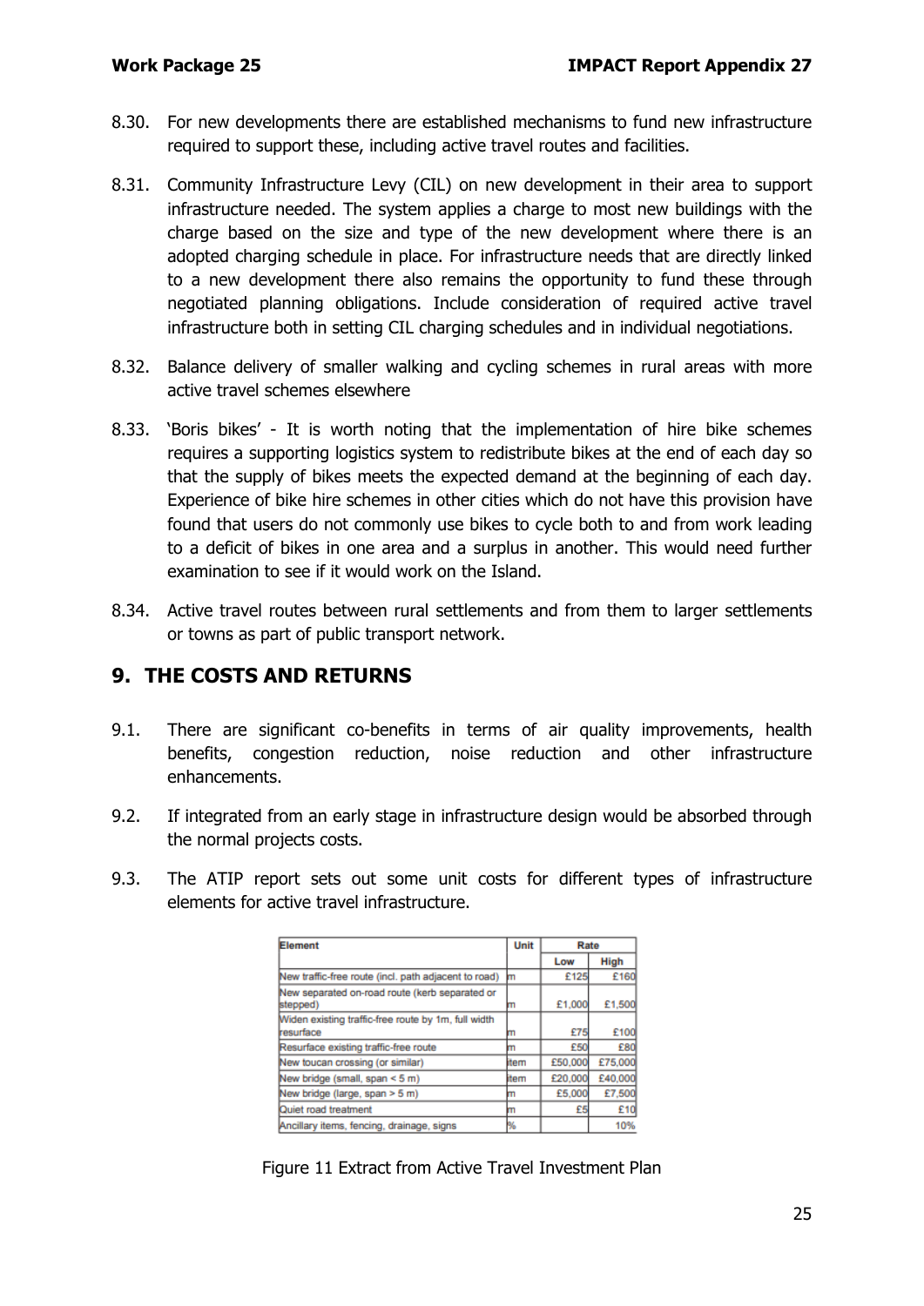8.30. For new developments there are established mechanisms to fund new infrastructure required to support these, including active travel routes and facilities.

8.31. Community Infrastructure Levy (CIL) on new development in their area to support infrastructure needed. The system applies a charge to most new buildings with the charge based on the size and type of the new development where there is an adopted charging schedule in place. For infrastructure needs that are directly linked to a new development there also remains the opportunity to fund these through negotiated planning obligations. Include consideration of required active travel infrastructure both in setting CIL charging schedules and in individual negotiations.

8.32. Balance delivery of smaller walking and cycling schemes in rural areas with more active travel schemes elsewhere

8.33. 'Boris bikes' - It is worth noting that the implementation of hire bike schemes requires a supporting logistics system to redistribute bikes at the end of each day so that the supply of bikes meets the expected demand at the beginning of each day. Experience of bike hire schemes in other cities which do not have this provision have found that users do not commonly use bikes to cycle both to and from work leading to a deficit of bikes in one area and a surplus in another. This would need further examination to see if it would work on the Island.

8.34. Active travel routes between rural settlements and from them to larger settlements or towns as part of public transport network.

## 9. THE COSTS AND RETURNS

9.1. There are significant co-benefits in terms of air quality improvements, health benefits, congestion reduction, noise reduction and other infrastructure enhancements.

9.2. If integrated from an early stage in infrastructure design would be absorbed through the normal projects costs.

9.3. The ATIP report sets out some unit costs for different types of infrastructure elements for active travel infrastructure.

| Element | Unit | Rate | |
|---|---|---|---|
| | | Low | High |
| New traffic-free route (incl. path adjacent to road) | m | £125 | £160 |
| New separated on-road route (kerb separated or stepped) | m | £1,000 | £1,500 |
| Widen existing traffic-free route by 1m, full width resurface | m | £75 | £100 |
| Resurface existing traffic-free route | m | £50 | £80 |
| New toucan crossing (or similar) | item | £50,000 | £75,000 |
| New bridge (small, span < 5 m) | item | £20,000 | £40,000 |
| New bridge (large, span > 5 m) | m | £5,000 | £7,500 |
| Quiet road treatment | m | £5 | £10 |
| Ancillary items, fencing, drainage, signs | % | | 10% |

Figure 11 Extract from Active Travel Investment Plan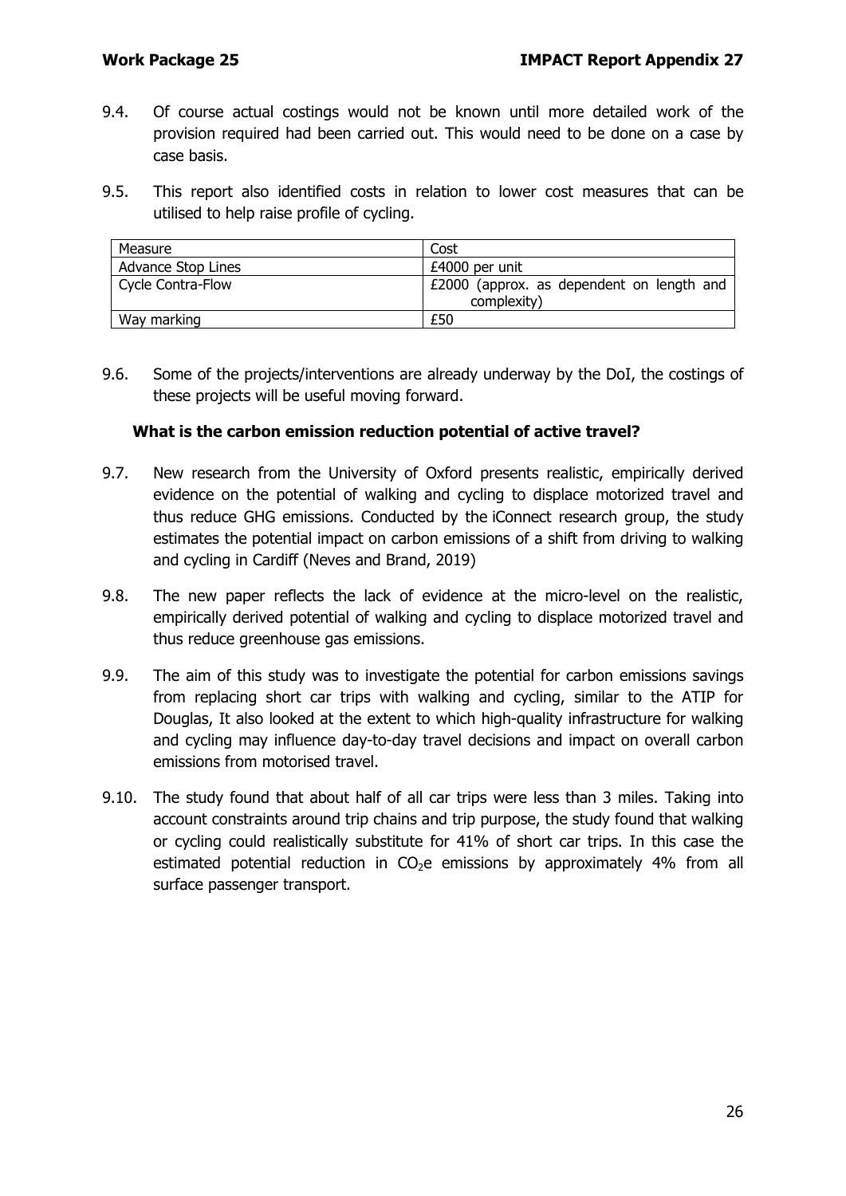9.4. Of course actual costings would not be known until more detailed work of the provision required had been carried out. This would need to be done on a case by case basis.

9.5. This report also identified costs in relation to lower cost measures that can be utilised to help raise profile of cycling.

| Measure | Cost |
| --- | --- |
| Advance Stop Lines | £4000 per unit |
| Cycle Contra-Flow | £2000 (approx. as dependent on length and complexity) |
| Way marking | £50 |

9.6. Some of the projects/interventions are already underway by the DoI, the costings of these projects will be useful moving forward.

**What is the carbon emission reduction potential of active travel?**

9.7. New research from the University of Oxford presents realistic, empirically derived evidence on the potential of walking and cycling to displace motorized travel and thus reduce GHG emissions. Conducted by the iConnect research group, the study estimates the potential impact on carbon emissions of a shift from driving to walking and cycling in Cardiff (Neves and Brand, 2019)

9.8. The new paper reflects the lack of evidence at the micro-level on the realistic, empirically derived potential of walking and cycling to displace motorized travel and thus reduce greenhouse gas emissions.

9.9. The aim of this study was to investigate the potential for carbon emissions savings from replacing short car trips with walking and cycling, similar to the ATIP for Douglas, It also looked at the extent to which high-quality infrastructure for walking and cycling may influence day-to-day travel decisions and impact on overall carbon emissions from motorised travel.

9.10. The study found that about half of all car trips were less than 3 miles. Taking into account constraints around trip chains and trip purpose, the study found that walking or cycling could realistically substitute for 41% of short car trips. In this case the estimated potential reduction in $CO_2$e emissions by approximately 4% from all surface passenger transport.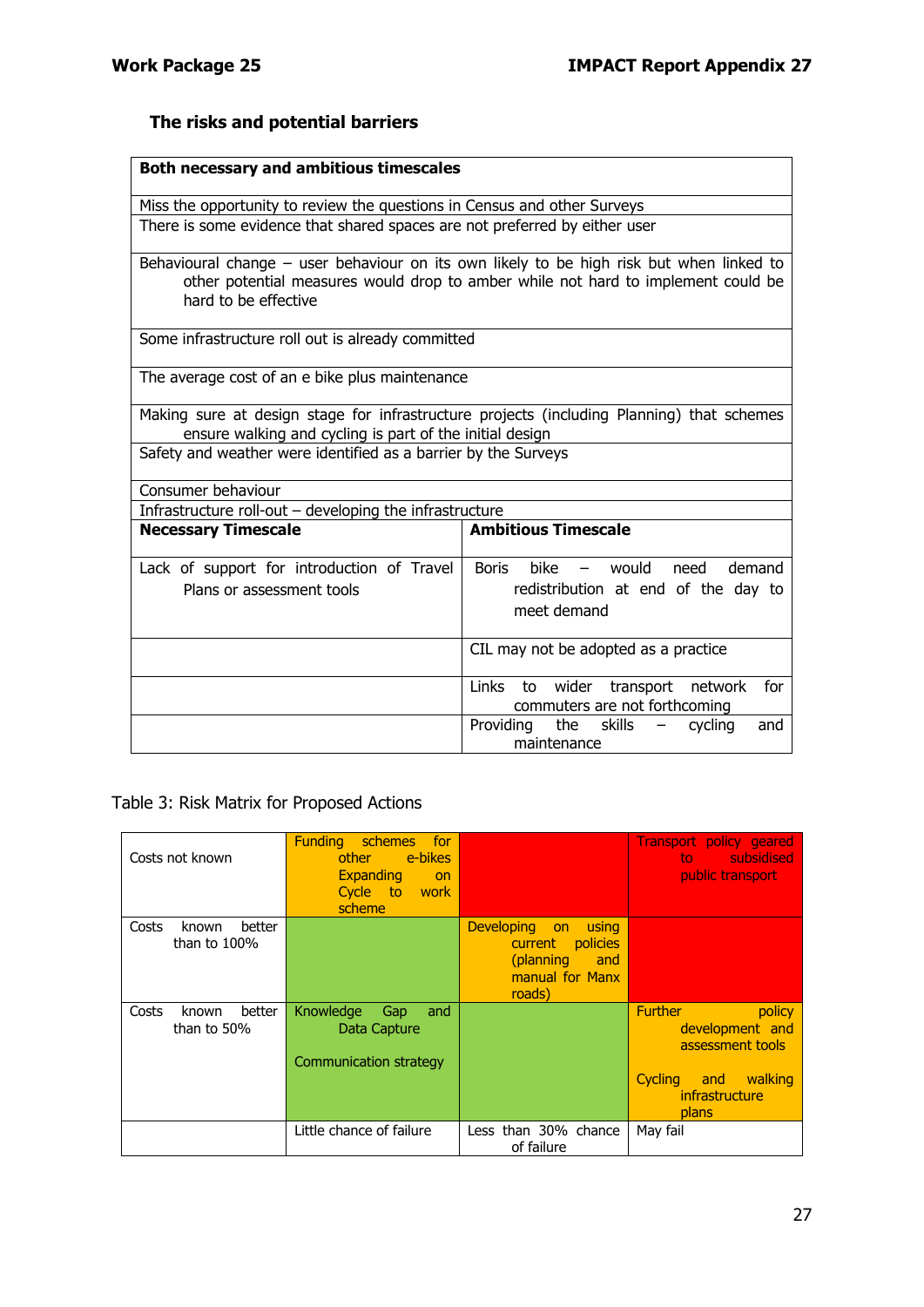### The risks and potential barriers

| Both necessary and ambitious timescales | |
|---|---|
| Miss the opportunity to review the questions in Census and other Surveys | |
| There is some evidence that shared spaces are not preferred by either user | |
| Behavioural change – user behaviour on its own likely to be high risk but when linked to other potential measures would drop to amber while not hard to implement could be hard to be effective | |
| Some infrastructure roll out is already committed | |
| The average cost of an e bike plus maintenance | |
| Making sure at design stage for infrastructure projects (including Planning) that schemes ensure walking and cycling is part of the initial design | |
| Safety and weather were identified as a barrier by the Surveys | |
| Consumer behaviour | |
| Infrastructure roll-out – developing the infrastructure | |
| **Necessary Timescale** | **Ambitious Timescale** |
| Lack of support for introduction of Travel Plans or assessment tools | Boris bike – would need demand redistribution at end of the day to meet demand |
| | CIL may not be adopted as a practice |
| | Links to wider transport network for commuters are not forthcoming |
| | Providing the skills – cycling and maintenance |

Table 3: Risk Matrix for Proposed Actions

| | | | |
|---|---|---|---|
| Costs not known | Funding schemes for other e-bikes Expanding on Cycle to work scheme | | Transport policy geared to subsidised public transport |
| Costs known better than to 100% | | Developing on using current policies (planning and manual for Manx roads) | |
| Costs known better than to 50% | Knowledge Gap and Data Capture<br><br>Communication strategy | | Further policy development and assessment tools<br><br>Cycling and walking infrastructure plans |
| | Little chance of failure | Less than 30% chance of failure | May fail |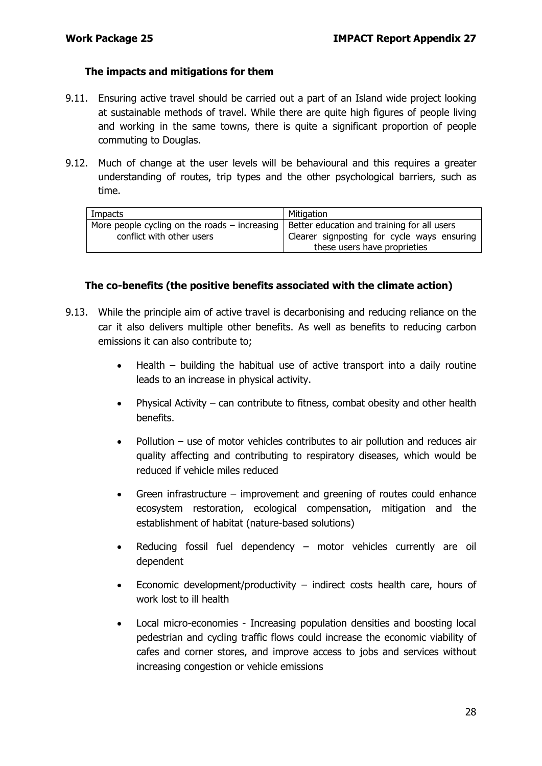### The impacts and mitigations for them

9.11. Ensuring active travel should be carried out a part of an Island wide project looking at sustainable methods of travel. While there are quite high figures of people living and working in the same towns, there is quite a significant proportion of people commuting to Douglas.

9.12. Much of change at the user levels will be behavioural and this requires a greater understanding of routes, trip types and the other psychological barriers, such as time.

| Impacts | Mitigation |
|---|---|
| More people cycling on the roads – increasing conflict with other users | Better education and training for all users<br>Clearer signposting for cycle ways ensuring these users have proprieties |

### The co-benefits (the positive benefits associated with the climate action)

9.13. While the principle aim of active travel is decarbonising and reducing reliance on the car it also delivers multiple other benefits. As well as benefits to reducing carbon emissions it can also contribute to;

- Health – building the habitual use of active transport into a daily routine leads to an increase in physical activity.
- Physical Activity – can contribute to fitness, combat obesity and other health benefits.
- Pollution – use of motor vehicles contributes to air pollution and reduces air quality affecting and contributing to respiratory diseases, which would be reduced if vehicle miles reduced
- Green infrastructure – improvement and greening of routes could enhance ecosystem restoration, ecological compensation, mitigation and the establishment of habitat (nature-based solutions)
- Reducing fossil fuel dependency – motor vehicles currently are oil dependent
- Economic development/productivity – indirect costs health care, hours of work lost to ill health
- Local micro-economies - Increasing population densities and boosting local pedestrian and cycling traffic flows could increase the economic viability of cafes and corner stores, and improve access to jobs and services without increasing congestion or vehicle emissions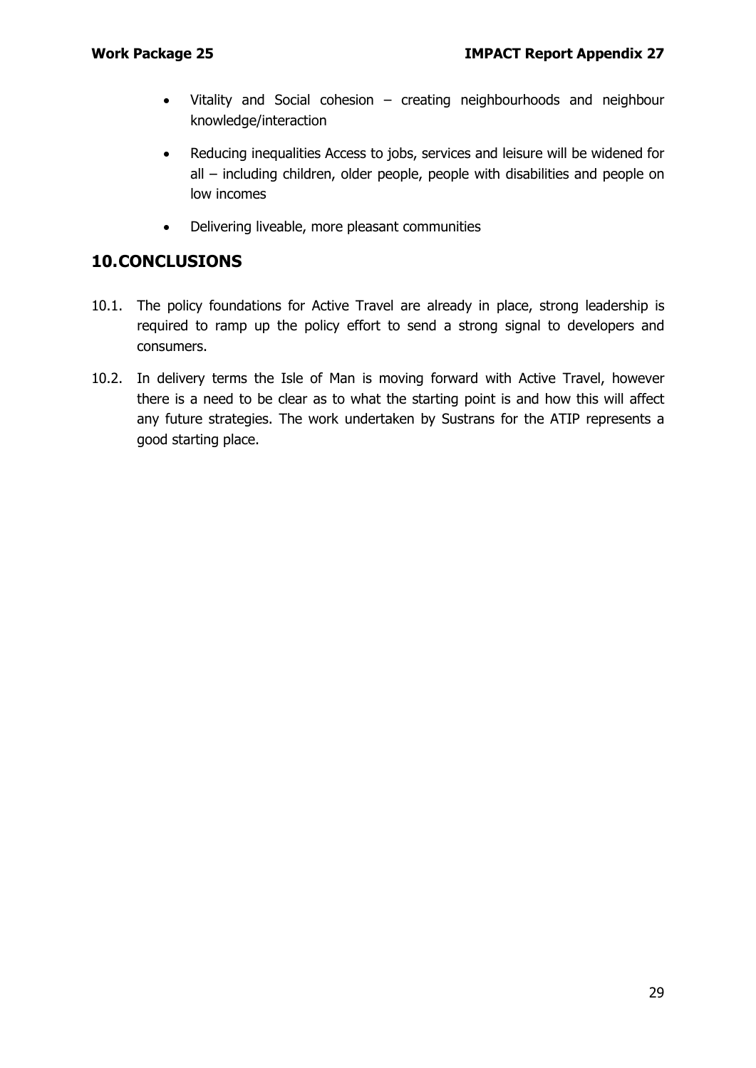- Vitality and Social cohesion – creating neighbourhoods and neighbour knowledge/interaction
- Reducing inequalities Access to jobs, services and leisure will be widened for all – including children, older people, people with disabilities and people on low incomes
- Delivering liveable, more pleasant communities

## 10. CONCLUSIONS

10.1. The policy foundations for Active Travel are already in place, strong leadership is required to ramp up the policy effort to send a strong signal to developers and consumers.

10.2. In delivery terms the Isle of Man is moving forward with Active Travel, however there is a need to be clear as to what the starting point is and how this will affect any future strategies. The work undertaken by Sustrans for the ATIP represents a good starting place.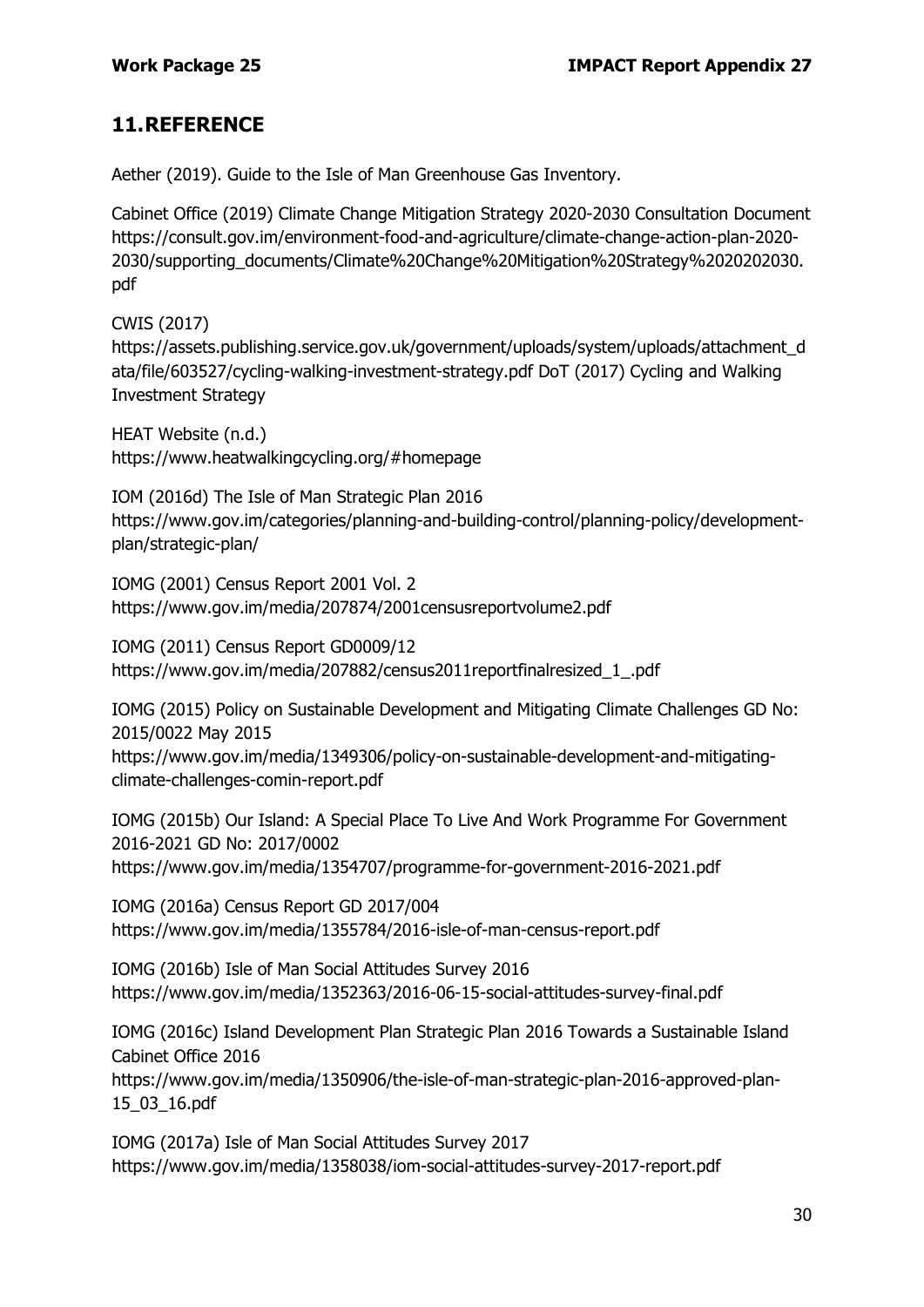## 11. REFERENCE

Aether (2019). Guide to the Isle of Man Greenhouse Gas Inventory.

Cabinet Office (2019) Climate Change Mitigation Strategy 2020-2030 Consultation Document https://consult.gov.im/environment-food-and-agriculture/climate-change-action-plan-2020-2030/supporting_documents/Climate%20Change%20Mitigation%20Strategy%2020202030.pdf

CWIS (2017) https://assets.publishing.service.gov.uk/government/uploads/system/uploads/attachment_data/file/603527/cycling-walking-investment-strategy.pdf DoT (2017) Cycling and Walking Investment Strategy

HEAT Website (n.d.) https://www.heatwalkingcycling.org/#homepage

IOM (2016d) The Isle of Man Strategic Plan 2016 https://www.gov.im/categories/planning-and-building-control/planning-policy/development-plan/strategic-plan/

IOMG (2001) Census Report 2001 Vol. 2 https://www.gov.im/media/207874/2001censusreportvolume2.pdf

IOMG (2011) Census Report GD0009/12 https://www.gov.im/media/207882/census2011reportfinalresized_1_.pdf

IOMG (2015) Policy on Sustainable Development and Mitigating Climate Challenges GD No: 2015/0022 May 2015 https://www.gov.im/media/1349306/policy-on-sustainable-development-and-mitigating-climate-challenges-comin-report.pdf

IOMG (2015b) Our Island: A Special Place To Live And Work Programme For Government 2016-2021 GD No: 2017/0002 https://www.gov.im/media/1354707/programme-for-government-2016-2021.pdf

IOMG (2016a) Census Report GD 2017/004 https://www.gov.im/media/1355784/2016-isle-of-man-census-report.pdf

IOMG (2016b) Isle of Man Social Attitudes Survey 2016 https://www.gov.im/media/1352363/2016-06-15-social-attitudes-survey-final.pdf

IOMG (2016c) Island Development Plan Strategic Plan 2016 Towards a Sustainable Island Cabinet Office 2016 https://www.gov.im/media/1350906/the-isle-of-man-strategic-plan-2016-approved-plan-15_03_16.pdf

IOMG (2017a) Isle of Man Social Attitudes Survey 2017 https://www.gov.im/media/1358038/iom-social-attitudes-survey-2017-report.pdf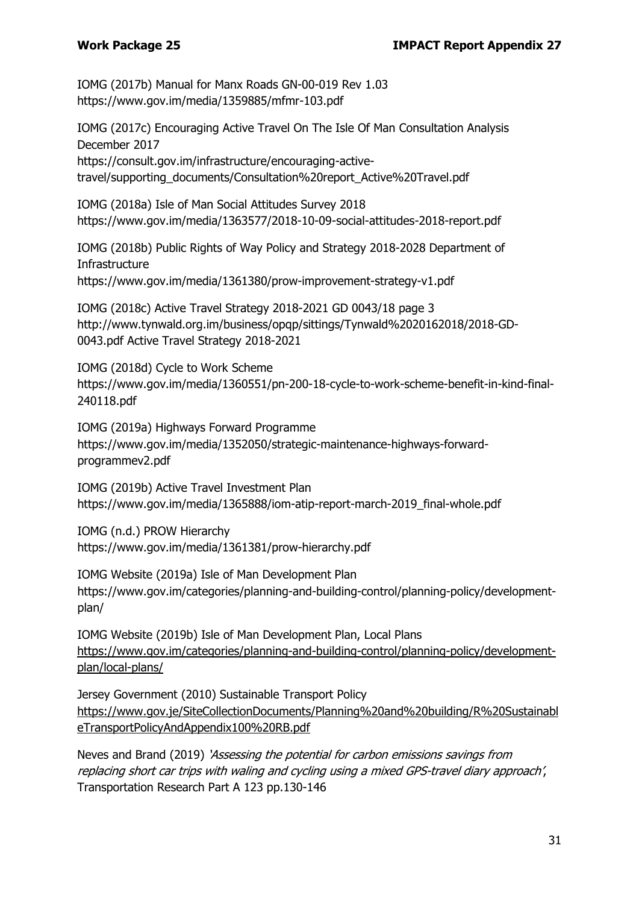IOMG (2017b) Manual for Manx Roads GN-00-019 Rev 1.03
https://www.gov.im/media/1359885/mfmr-103.pdf

IOMG (2017c) Encouraging Active Travel On The Isle Of Man Consultation Analysis December 2017
https://consult.gov.im/infrastructure/encouraging-active-travel/supporting_documents/Consultation%20report_Active%20Travel.pdf

IOMG (2018a) Isle of Man Social Attitudes Survey 2018
https://www.gov.im/media/1363577/2018-10-09-social-attitudes-2018-report.pdf

IOMG (2018b) Public Rights of Way Policy and Strategy 2018-2028 Department of Infrastructure
https://www.gov.im/media/1361380/prow-improvement-strategy-v1.pdf

IOMG (2018c) Active Travel Strategy 2018-2021 GD 0043/18 page 3
http://www.tynwald.org.im/business/opqp/sittings/Tynwald%2020162018/2018-GD-0043.pdf Active Travel Strategy 2018-2021

IOMG (2018d) Cycle to Work Scheme
https://www.gov.im/media/1360551/pn-200-18-cycle-to-work-scheme-benefit-in-kind-final-240118.pdf

IOMG (2019a) Highways Forward Programme
https://www.gov.im/media/1352050/strategic-maintenance-highways-forward-programmev2.pdf

IOMG (2019b) Active Travel Investment Plan
https://www.gov.im/media/1365888/iom-atip-report-march-2019_final-whole.pdf

IOMG (n.d.) PROW Hierarchy
https://www.gov.im/media/1361381/prow-hierarchy.pdf

IOMG Website (2019a) Isle of Man Development Plan
https://www.gov.im/categories/planning-and-building-control/planning-policy/development-plan/

IOMG Website (2019b) Isle of Man Development Plan, Local Plans
https://www.gov.im/categories/planning-and-building-control/planning-policy/development-plan/local-plans/

Jersey Government (2010) Sustainable Transport Policy
https://www.gov.je/SiteCollectionDocuments/Planning%20and%20building/R%20SustainableTransportPolicyAndAppendix100%20RB.pdf

Neves and Brand (2019) *'Assessing the potential for carbon emissions savings from replacing short car trips with waling and cycling using a mixed GPS-travel diary approach'*, Transportation Research Part A 123 pp.130-146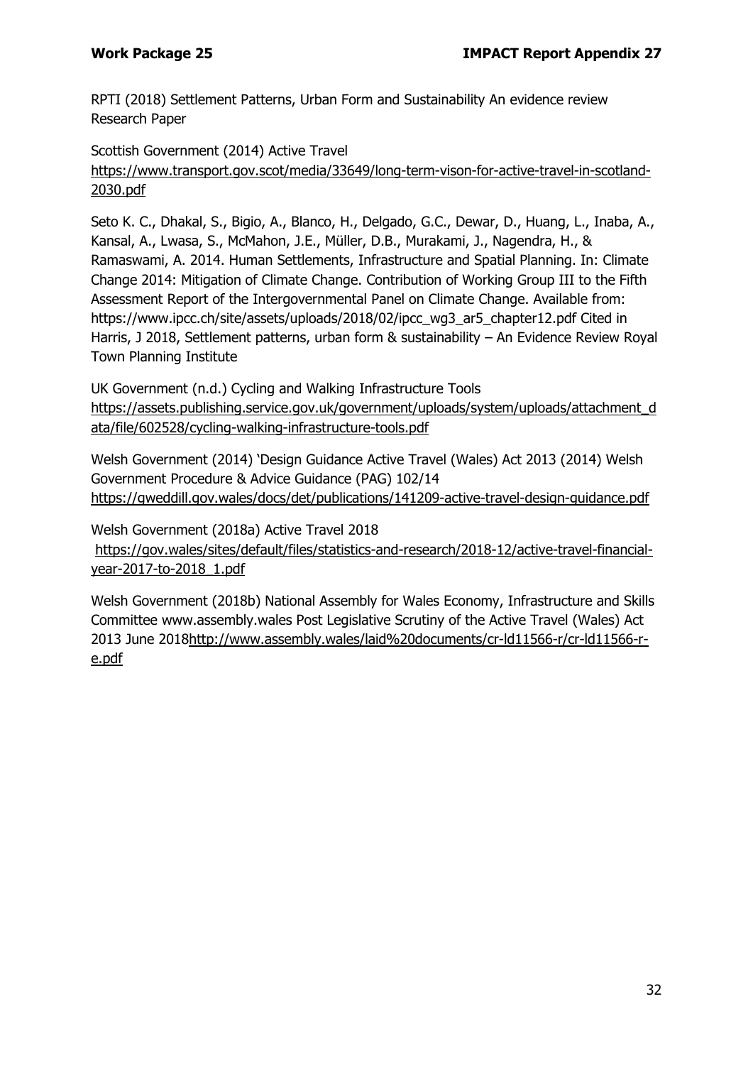RPTI (2018) Settlement Patterns, Urban Form and Sustainability An evidence review Research Paper

Scottish Government (2014) Active Travel https://www.transport.gov.scot/media/33649/long-term-vison-for-active-travel-in-scotland-2030.pdf

Seto K. C., Dhakal, S., Bigio, A., Blanco, H., Delgado, G.C., Dewar, D., Huang, L., Inaba, A., Kansal, A., Lwasa, S., McMahon, J.E., Müller, D.B., Murakami, J., Nagendra, H., & Ramaswami, A. 2014. Human Settlements, Infrastructure and Spatial Planning. In: Climate Change 2014: Mitigation of Climate Change. Contribution of Working Group III to the Fifth Assessment Report of the Intergovernmental Panel on Climate Change. Available from: https://www.ipcc.ch/site/assets/uploads/2018/02/ipcc_wg3_ar5_chapter12.pdf Cited in Harris, J 2018, Settlement patterns, urban form & sustainability – An Evidence Review Royal Town Planning Institute

UK Government (n.d.) Cycling and Walking Infrastructure Tools https://assets.publishing.service.gov.uk/government/uploads/system/uploads/attachment_data/file/602528/cycling-walking-infrastructure-tools.pdf

Welsh Government (2014) 'Design Guidance Active Travel (Wales) Act 2013 (2014) Welsh Government Procedure & Advice Guidance (PAG) 102/14 https://gweddill.gov.wales/docs/det/publications/141209-active-travel-design-guidance.pdf

Welsh Government (2018a) Active Travel 2018 https://gov.wales/sites/default/files/statistics-and-research/2018-12/active-travel-financial-year-2017-to-2018_1.pdf

Welsh Government (2018b) National Assembly for Wales Economy, Infrastructure and Skills Committee www.assembly.wales Post Legislative Scrutiny of the Active Travel (Wales) Act 2013 June 2018http://www.assembly.wales/laid%20documents/cr-ld11566-r/cr-ld11566-r-e.pdf